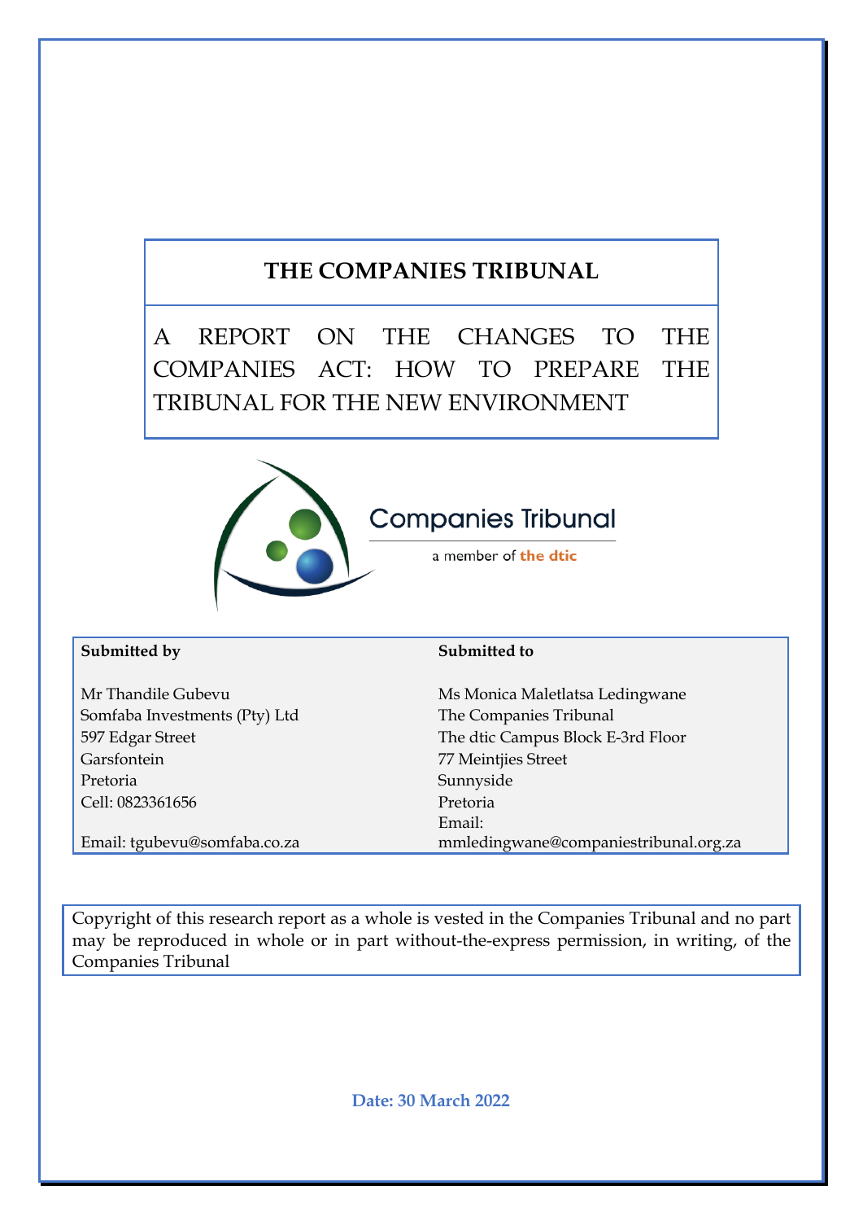# THE COMPANIES TRIBUNAL

## A REPORT ON THE CHANGES TO THE COMPANIES ACT: HOW TO PREPARE THE TRIBUNAL FOR THE NEW ENVIRONMENT

Companies Tribunal

a member of the dtic

| **Submitted by** | **Submitted to** |
|---|---|
| Mr Thandile Gubevu | Ms Monica Maletlatsa Ledingwane |
| Somfaba Investments (Pty) Ltd | The Companies Tribunal |
| 597 Edgar Street | The dtic Campus Block E-3rd Floor |
| Garsfontein | 77 Meintjies Street |
| Pretoria | Sunnyside |
| Cell: 0823361656 | Pretoria |
| Email: tgubevu@somfaba.co.za | Email: mmledingwane@companiestribunal.org.za |

Copyright of this research report as a whole is vested in the Companies Tribunal and no part may be reproduced in whole or in part without-the-express permission, in writing, of the Companies Tribunal

**Date: 30 March 2022**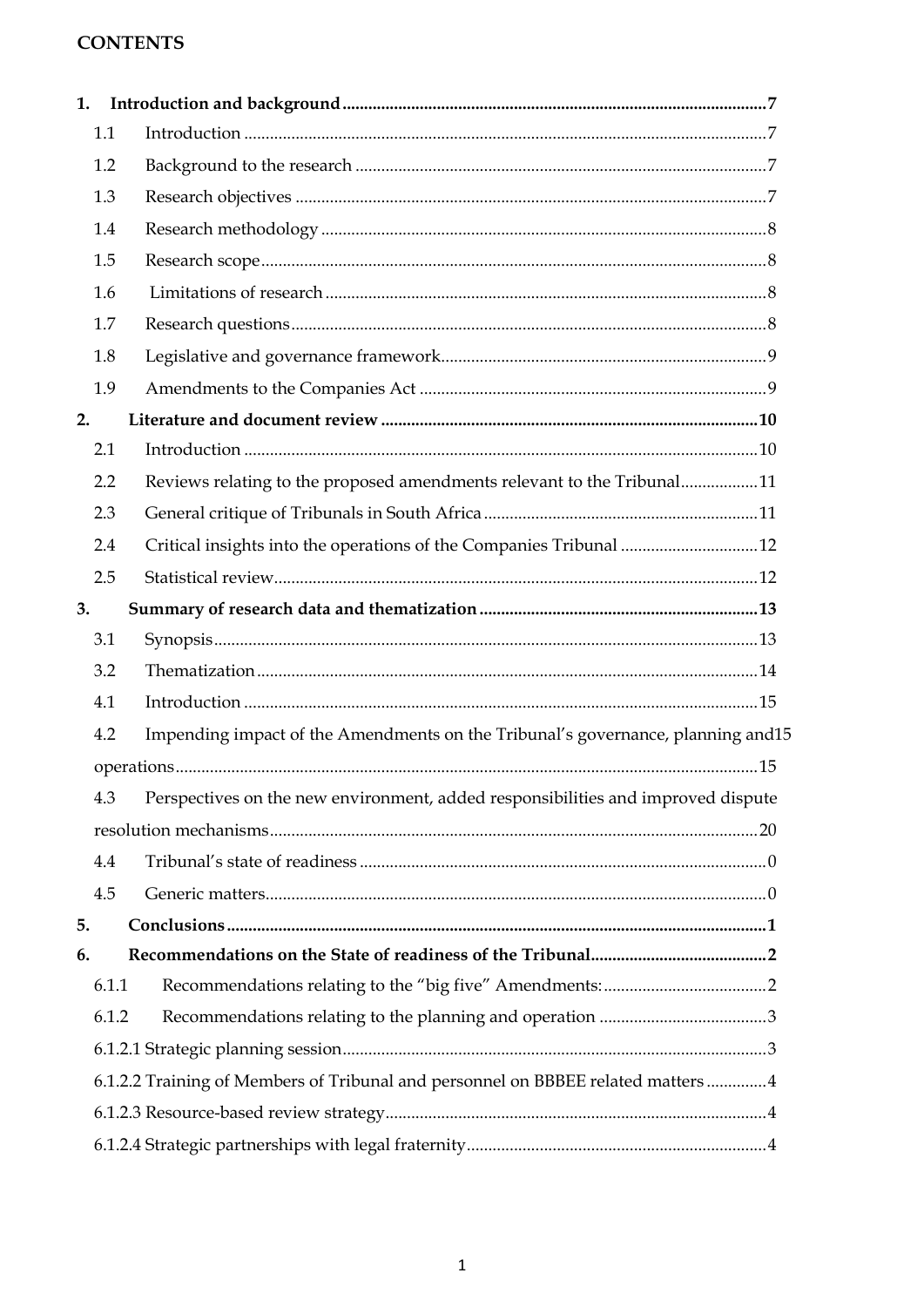# CONTENTS

1. **Introduction and background** .......... 7
   - 1.1 Introduction .......... 7
   - 1.2 Background to the research .......... 7
   - 1.3 Research objectives .......... 7
   - 1.4 Research methodology .......... 8
   - 1.5 Research scope .......... 8
   - 1.6 Limitations of research .......... 8
   - 1.7 Research questions .......... 8
   - 1.8 Legislative and governance framework .......... 9
   - 1.9 Amendments to the Companies Act .......... 9
2. **Literature and document review** .......... 10
   - 2.1 Introduction .......... 10
   - 2.2 Reviews relating to the proposed amendments relevant to the Tribunal .......... 11
   - 2.3 General critique of Tribunals in South Africa .......... 11
   - 2.4 Critical insights into the operations of the Companies Tribunal .......... 12
   - 2.5 Statistical review .......... 12
3. **Summary of research data and thematization** .......... 13
   - 3.1 Synopsis .......... 13
   - 3.2 Thematization .......... 14
   - 4.1 Introduction .......... 15
   - 4.2 Impending impact of the Amendments on the Tribunal's governance, planning and15 operations .......... 15
   - 4.3 Perspectives on the new environment, added responsibilities and improved dispute resolution mechanisms .......... 20
   - 4.4 Tribunal's state of readiness .......... 0
   - 4.5 Generic matters .......... 0
5. **Conclusions** .......... 1
6. **Recommendations on the State of readiness of the Tribunal** .......... 2
   - 6.1.1 Recommendations relating to the "big five" Amendments: .......... 2
   - 6.1.2 Recommendations relating to the planning and operation .......... 3
   - 6.1.2.1 Strategic planning session .......... 3
   - 6.1.2.2 Training of Members of Tribunal and personnel on BBBEE related matters .......... 4
   - 6.1.2.3 Resource-based review strategy .......... 4
   - 6.1.2.4 Strategic partnerships with legal fraternity .......... 4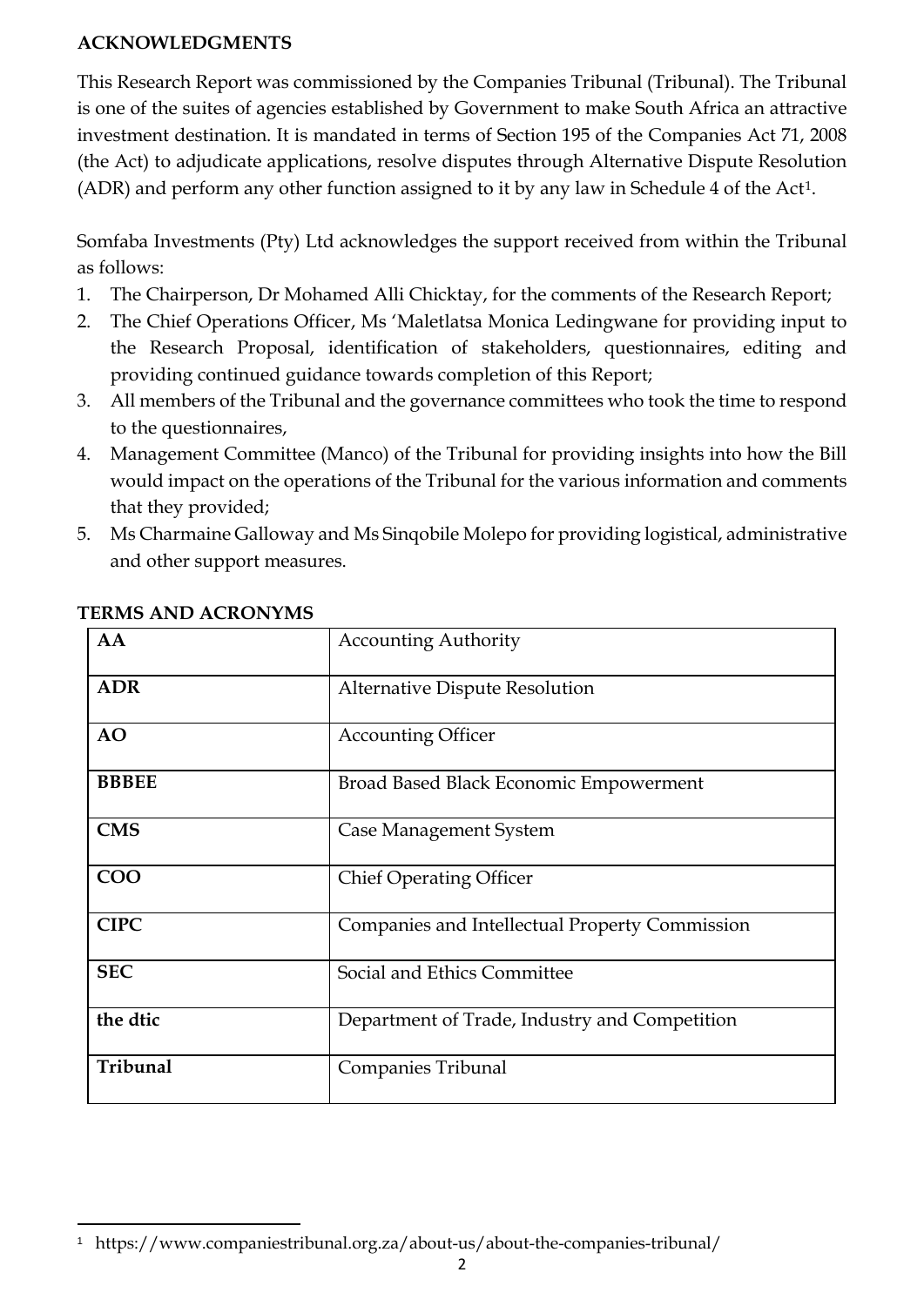## ACKNOWLEDGMENTS

This Research Report was commissioned by the Companies Tribunal (Tribunal). The Tribunal is one of the suites of agencies established by Government to make South Africa an attractive investment destination. It is mandated in terms of Section 195 of the Companies Act 71, 2008 (the Act) to adjudicate applications, resolve disputes through Alternative Dispute Resolution (ADR) and perform any other function assigned to it by any law in Schedule 4 of the Act[1].

Somfaba Investments (Pty) Ltd acknowledges the support received from within the Tribunal as follows:

1. The Chairperson, Dr Mohamed Alli Chicktay, for the comments of the Research Report;
2. The Chief Operations Officer, Ms 'Maletlatsa Monica Ledingwane for providing input to the Research Proposal, identification of stakeholders, questionnaires, editing and providing continued guidance towards completion of this Report;
3. All members of the Tribunal and the governance committees who took the time to respond to the questionnaires,
4. Management Committee (Manco) of the Tribunal for providing insights into how the Bill would impact on the operations of the Tribunal for the various information and comments that they provided;
5. Ms Charmaine Galloway and Ms Sinqobile Molepo for providing logistical, administrative and other support measures.

## TERMS AND ACRONYMS

| Term | Meaning |
|---|---|
| **AA** | Accounting Authority |
| **ADR** | Alternative Dispute Resolution |
| **AO** | Accounting Officer |
| **BBBEE** | Broad Based Black Economic Empowerment |
| **CMS** | Case Management System |
| **COO** | Chief Operating Officer |
| **CIPC** | Companies and Intellectual Property Commission |
| **SEC** | Social and Ethics Committee |
| **the dtic** | Department of Trade, Industry and Competition |
| **Tribunal** | Companies Tribunal |

[1] https://www.companiestribunal.org.za/about-us/about-the-companies-tribunal/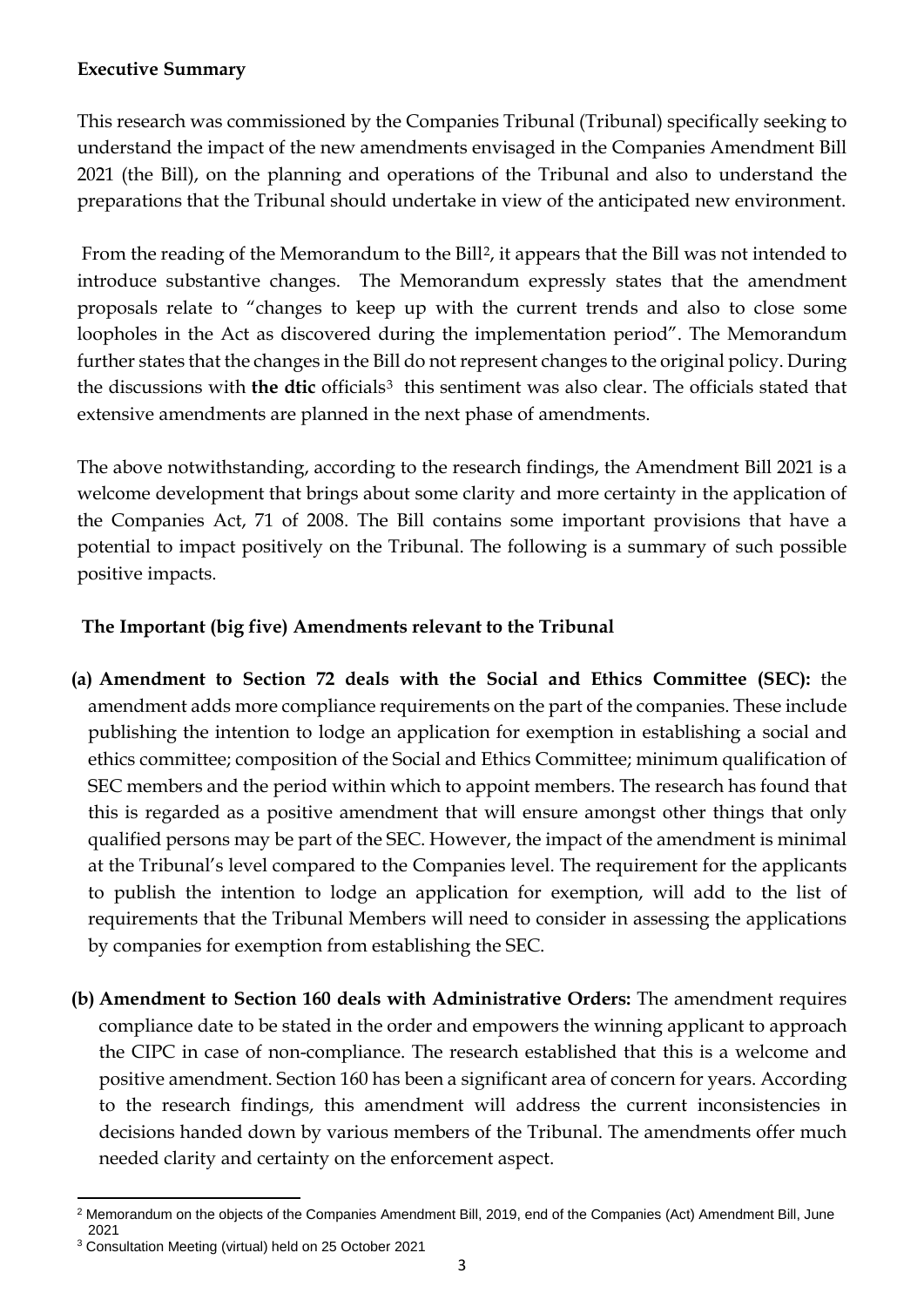**Executive Summary**

This research was commissioned by the Companies Tribunal (Tribunal) specifically seeking to understand the impact of the new amendments envisaged in the Companies Amendment Bill 2021 (the Bill), on the planning and operations of the Tribunal and also to understand the preparations that the Tribunal should undertake in view of the anticipated new environment.

From the reading of the Memorandum to the Bill[2], it appears that the Bill was not intended to introduce substantive changes. The Memorandum expressly states that the amendment proposals relate to "changes to keep up with the current trends and also to close some loopholes in the Act as discovered during the implementation period". The Memorandum further states that the changes in the Bill do not represent changes to the original policy. During the discussions with **the dtic** officials[3] this sentiment was also clear. The officials stated that extensive amendments are planned in the next phase of amendments.

The above notwithstanding, according to the research findings, the Amendment Bill 2021 is a welcome development that brings about some clarity and more certainty in the application of the Companies Act, 71 of 2008. The Bill contains some important provisions that have a potential to impact positively on the Tribunal. The following is a summary of such possible positive impacts.

**The Important (big five) Amendments relevant to the Tribunal**

**(a) Amendment to Section 72 deals with the Social and Ethics Committee (SEC):** the amendment adds more compliance requirements on the part of the companies. These include publishing the intention to lodge an application for exemption in establishing a social and ethics committee; composition of the Social and Ethics Committee; minimum qualification of SEC members and the period within which to appoint members. The research has found that this is regarded as a positive amendment that will ensure amongst other things that only qualified persons may be part of the SEC. However, the impact of the amendment is minimal at the Tribunal's level compared to the Companies level. The requirement for the applicants to publish the intention to lodge an application for exemption, will add to the list of requirements that the Tribunal Members will need to consider in assessing the applications by companies for exemption from establishing the SEC.

**(b) Amendment to Section 160 deals with Administrative Orders:** The amendment requires compliance date to be stated in the order and empowers the winning applicant to approach the CIPC in case of non-compliance. The research established that this is a welcome and positive amendment. Section 160 has been a significant area of concern for years. According to the research findings, this amendment will address the current inconsistencies in decisions handed down by various members of the Tribunal. The amendments offer much needed clarity and certainty on the enforcement aspect.

[2] Memorandum on the objects of the Companies Amendment Bill, 2019, end of the Companies (Act) Amendment Bill, June 2021

[3] Consultation Meeting (virtual) held on 25 October 2021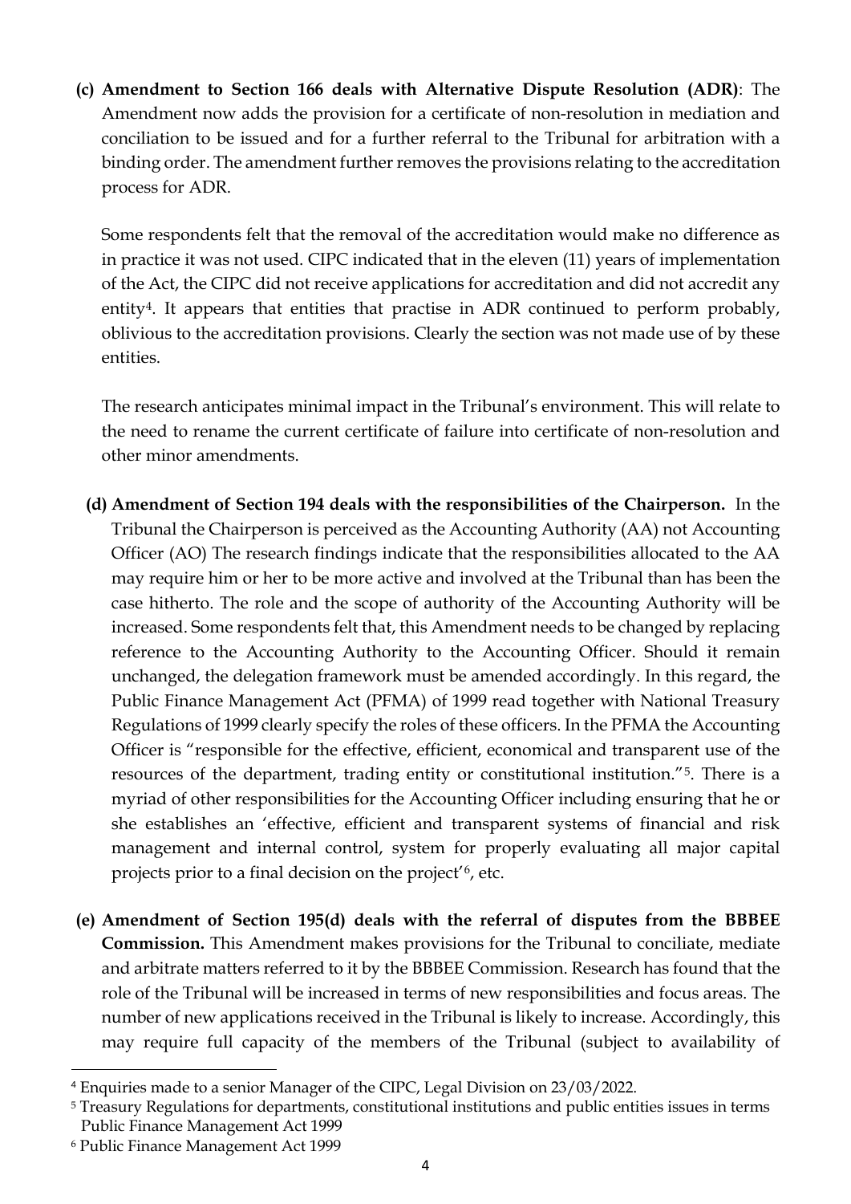(c) **Amendment to Section 166 deals with Alternative Dispute Resolution (ADR)**: The Amendment now adds the provision for a certificate of non-resolution in mediation and conciliation to be issued and for a further referral to the Tribunal for arbitration with a binding order. The amendment further removes the provisions relating to the accreditation process for ADR.

Some respondents felt that the removal of the accreditation would make no difference as in practice it was not used. CIPC indicated that in the eleven (11) years of implementation of the Act, the CIPC did not receive applications for accreditation and did not accredit any entity[4]. It appears that entities that practise in ADR continued to perform probably, oblivious to the accreditation provisions. Clearly the section was not made use of by these entities.

The research anticipates minimal impact in the Tribunal's environment. This will relate to the need to rename the current certificate of failure into certificate of non-resolution and other minor amendments.

(d) **Amendment of Section 194 deals with the responsibilities of the Chairperson.** In the Tribunal the Chairperson is perceived as the Accounting Authority (AA) not Accounting Officer (AO) The research findings indicate that the responsibilities allocated to the AA may require him or her to be more active and involved at the Tribunal than has been the case hitherto. The role and the scope of authority of the Accounting Authority will be increased. Some respondents felt that, this Amendment needs to be changed by replacing reference to the Accounting Authority to the Accounting Officer. Should it remain unchanged, the delegation framework must be amended accordingly. In this regard, the Public Finance Management Act (PFMA) of 1999 read together with National Treasury Regulations of 1999 clearly specify the roles of these officers. In the PFMA the Accounting Officer is "responsible for the effective, efficient, economical and transparent use of the resources of the department, trading entity or constitutional institution."[5]. There is a myriad of other responsibilities for the Accounting Officer including ensuring that he or she establishes an 'effective, efficient and transparent systems of financial and risk management and internal control, system for properly evaluating all major capital projects prior to a final decision on the project'[6], etc.

(e) **Amendment of Section 195(d) deals with the referral of disputes from the BBBEE Commission.** This Amendment makes provisions for the Tribunal to conciliate, mediate and arbitrate matters referred to it by the BBBEE Commission. Research has found that the role of the Tribunal will be increased in terms of new responsibilities and focus areas. The number of new applications received in the Tribunal is likely to increase. Accordingly, this may require full capacity of the members of the Tribunal (subject to availability of

---

[4] Enquiries made to a senior Manager of the CIPC, Legal Division on 23/03/2022.

[5] Treasury Regulations for departments, constitutional institutions and public entities issues in terms Public Finance Management Act 1999

[6] Public Finance Management Act 1999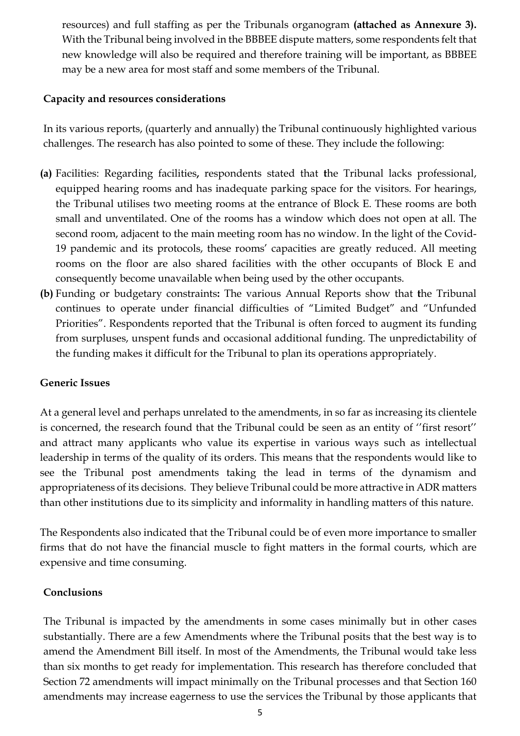resources) and full staffing as per the Tribunals organogram **(attached as Annexure 3).** With the Tribunal being involved in the BBBEE dispute matters, some respondents felt that new knowledge will also be required and therefore training will be important, as BBBEE may be a new area for most staff and some members of the Tribunal.

**Capacity and resources considerations**

In its various reports, (quarterly and annually) the Tribunal continuously highlighted various challenges. The research has also pointed to some of these. They include the following:

**(a)** Facilities: Regarding facilities**,** respondents stated that **t**he Tribunal lacks professional, equipped hearing rooms and has inadequate parking space for the visitors. For hearings, the Tribunal utilises two meeting rooms at the entrance of Block E. These rooms are both small and unventilated. One of the rooms has a window which does not open at all. The second room, adjacent to the main meeting room has no window. In the light of the Covid-19 pandemic and its protocols, these rooms' capacities are greatly reduced. All meeting rooms on the floor are also shared facilities with the other occupants of Block E and consequently become unavailable when being used by the other occupants.

**(b)** Funding or budgetary constraints**:** The various Annual Reports show that **t**he Tribunal continues to operate under financial difficulties of "Limited Budget" and "Unfunded Priorities". Respondents reported that the Tribunal is often forced to augment its funding from surpluses, unspent funds and occasional additional funding. The unpredictability of the funding makes it difficult for the Tribunal to plan its operations appropriately.

**Generic Issues**

At a general level and perhaps unrelated to the amendments, in so far as increasing its clientele is concerned, the research found that the Tribunal could be seen as an entity of ''first resort'' and attract many applicants who value its expertise in various ways such as intellectual leadership in terms of the quality of its orders. This means that the respondents would like to see the Tribunal post amendments taking the lead in terms of the dynamism and appropriateness of its decisions. They believe Tribunal could be more attractive in ADR matters than other institutions due to its simplicity and informality in handling matters of this nature.

The Respondents also indicated that the Tribunal could be of even more importance to smaller firms that do not have the financial muscle to fight matters in the formal courts, which are expensive and time consuming.

**Conclusions**

The Tribunal is impacted by the amendments in some cases minimally but in other cases substantially. There are a few Amendments where the Tribunal posits that the best way is to amend the Amendment Bill itself. In most of the Amendments, the Tribunal would take less than six months to get ready for implementation. This research has therefore concluded that Section 72 amendments will impact minimally on the Tribunal processes and that Section 160 amendments may increase eagerness to use the services the Tribunal by those applicants that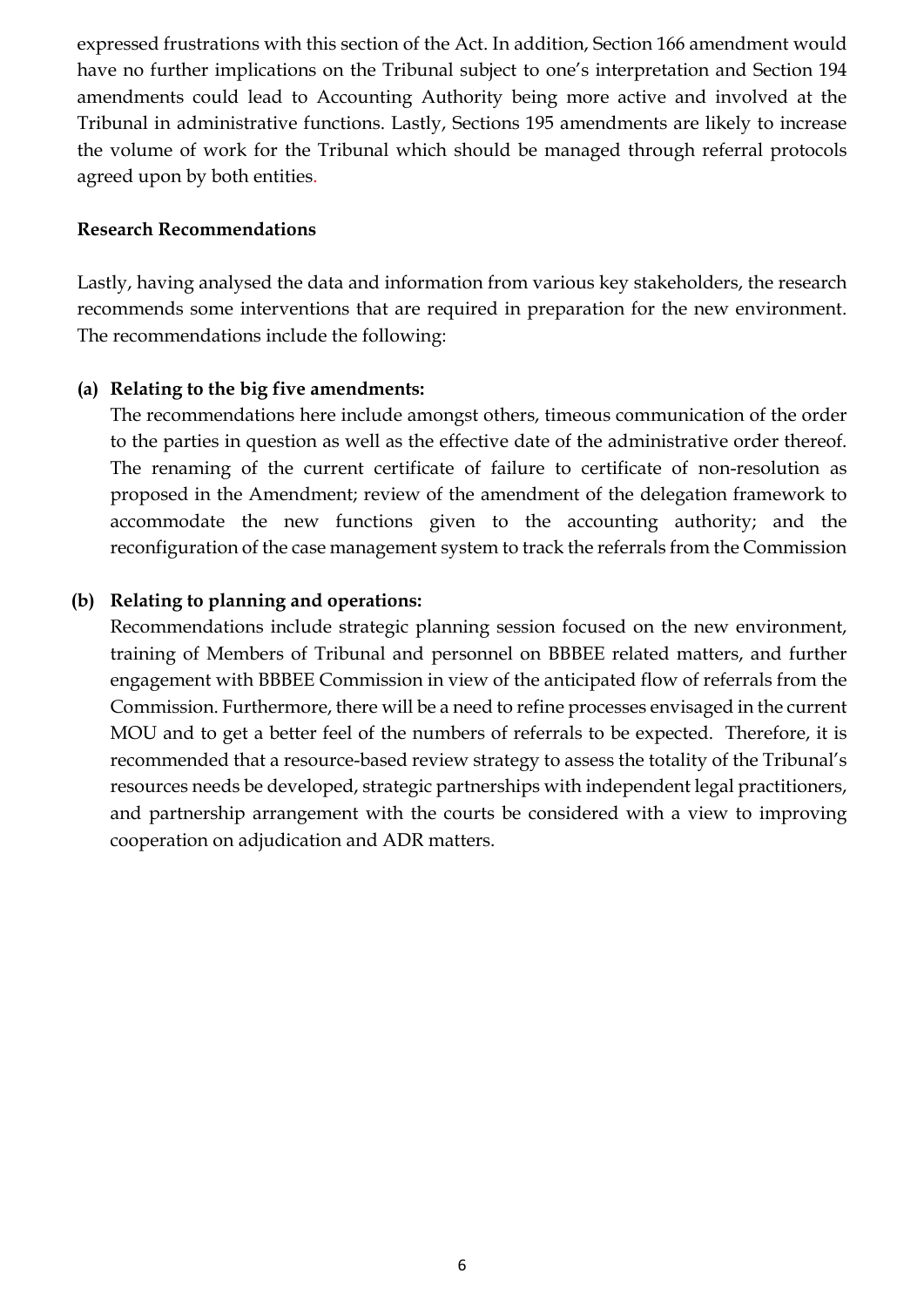expressed frustrations with this section of the Act. In addition, Section 166 amendment would have no further implications on the Tribunal subject to one's interpretation and Section 194 amendments could lead to Accounting Authority being more active and involved at the Tribunal in administrative functions. Lastly, Sections 195 amendments are likely to increase the volume of work for the Tribunal which should be managed through referral protocols agreed upon by both entities.

**Research Recommendations**

Lastly, having analysed the data and information from various key stakeholders, the research recommends some interventions that are required in preparation for the new environment. The recommendations include the following:

**(a) Relating to the big five amendments:**
The recommendations here include amongst others, timeous communication of the order to the parties in question as well as the effective date of the administrative order thereof. The renaming of the current certificate of failure to certificate of non-resolution as proposed in the Amendment; review of the amendment of the delegation framework to accommodate the new functions given to the accounting authority; and the reconfiguration of the case management system to track the referrals from the Commission

**(b) Relating to planning and operations:**
Recommendations include strategic planning session focused on the new environment, training of Members of Tribunal and personnel on BBBEE related matters, and further engagement with BBBEE Commission in view of the anticipated flow of referrals from the Commission. Furthermore, there will be a need to refine processes envisaged in the current MOU and to get a better feel of the numbers of referrals to be expected. Therefore, it is recommended that a resource-based review strategy to assess the totality of the Tribunal's resources needs be developed, strategic partnerships with independent legal practitioners, and partnership arrangement with the courts be considered with a view to improving cooperation on adjudication and ADR matters.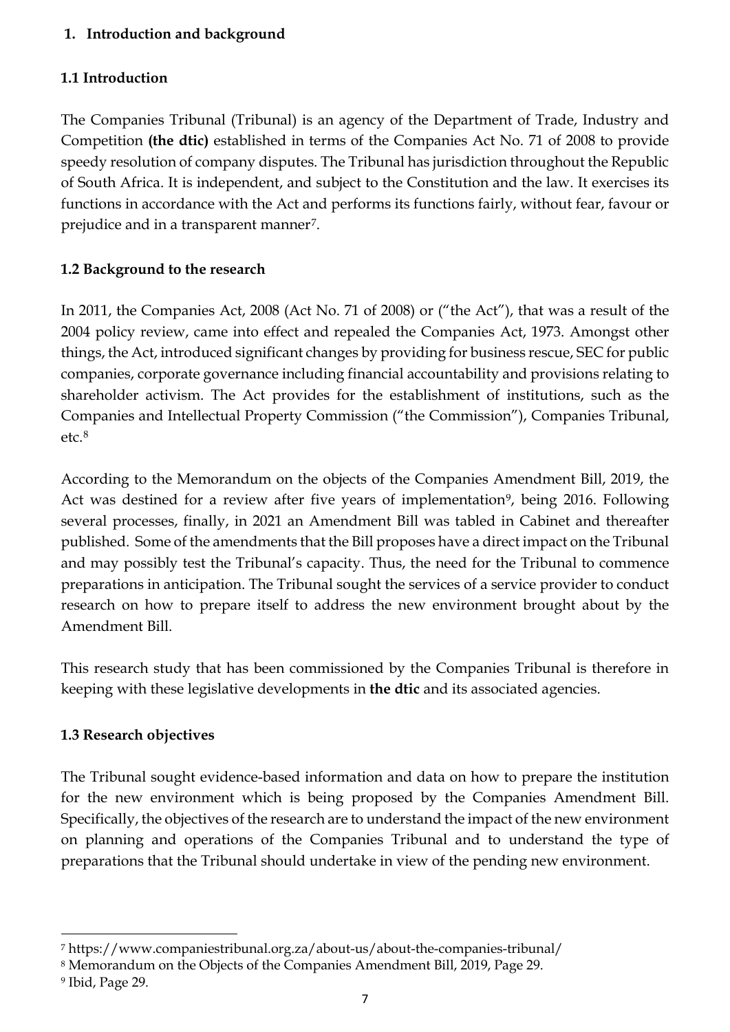## 1. Introduction and background

### 1.1 Introduction

The Companies Tribunal (Tribunal) is an agency of the Department of Trade, Industry and Competition **(the dtic)** established in terms of the Companies Act No. 71 of 2008 to provide speedy resolution of company disputes. The Tribunal has jurisdiction throughout the Republic of South Africa. It is independent, and subject to the Constitution and the law. It exercises its functions in accordance with the Act and performs its functions fairly, without fear, favour or prejudice and in a transparent manner[7].

### 1.2 Background to the research

In 2011, the Companies Act, 2008 (Act No. 71 of 2008) or ("the Act"), that was a result of the 2004 policy review, came into effect and repealed the Companies Act, 1973. Amongst other things, the Act, introduced significant changes by providing for business rescue, SEC for public companies, corporate governance including financial accountability and provisions relating to shareholder activism. The Act provides for the establishment of institutions, such as the Companies and Intellectual Property Commission ("the Commission"), Companies Tribunal, etc.[8]

According to the Memorandum on the objects of the Companies Amendment Bill, 2019, the Act was destined for a review after five years of implementation[9], being 2016. Following several processes, finally, in 2021 an Amendment Bill was tabled in Cabinet and thereafter published. Some of the amendments that the Bill proposes have a direct impact on the Tribunal and may possibly test the Tribunal's capacity. Thus, the need for the Tribunal to commence preparations in anticipation. The Tribunal sought the services of a service provider to conduct research on how to prepare itself to address the new environment brought about by the Amendment Bill.

This research study that has been commissioned by the Companies Tribunal is therefore in keeping with these legislative developments in **the dtic** and its associated agencies.

### 1.3 Research objectives

The Tribunal sought evidence-based information and data on how to prepare the institution for the new environment which is being proposed by the Companies Amendment Bill. Specifically, the objectives of the research are to understand the impact of the new environment on planning and operations of the Companies Tribunal and to understand the type of preparations that the Tribunal should undertake in view of the pending new environment.

---

[7] https://www.companiestribunal.org.za/about-us/about-the-companies-tribunal/

[8] Memorandum on the Objects of the Companies Amendment Bill, 2019, Page 29.

[9] Ibid, Page 29.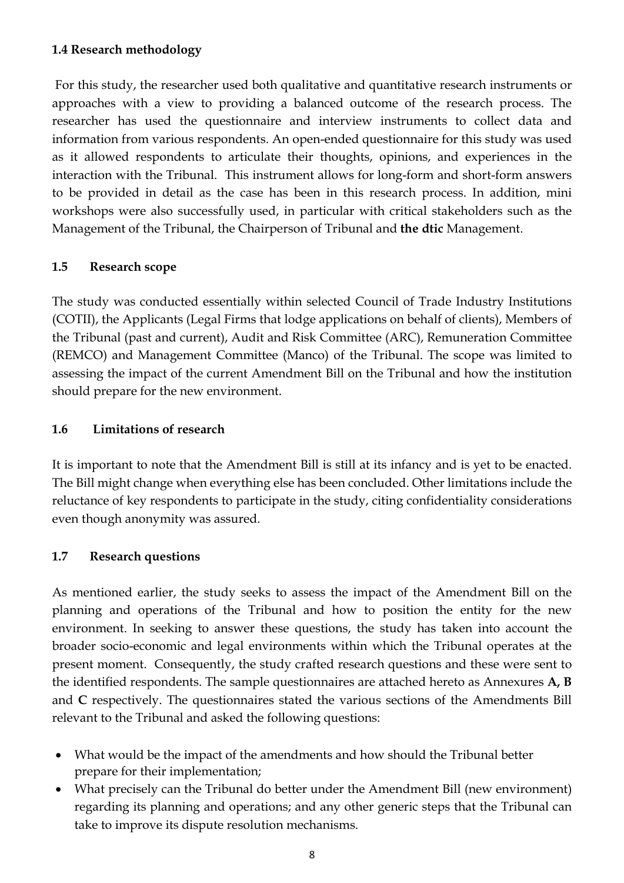### 1.4 Research methodology

For this study, the researcher used both qualitative and quantitative research instruments or approaches with a view to providing a balanced outcome of the research process. The researcher has used the questionnaire and interview instruments to collect data and information from various respondents. An open-ended questionnaire for this study was used as it allowed respondents to articulate their thoughts, opinions, and experiences in the interaction with the Tribunal. This instrument allows for long-form and short-form answers to be provided in detail as the case has been in this research process. In addition, mini workshops were also successfully used, in particular with critical stakeholders such as the Management of the Tribunal, the Chairperson of Tribunal and **the dtic** Management.

### 1.5 Research scope

The study was conducted essentially within selected Council of Trade Industry Institutions (COTII), the Applicants (Legal Firms that lodge applications on behalf of clients), Members of the Tribunal (past and current), Audit and Risk Committee (ARC), Remuneration Committee (REMCO) and Management Committee (Manco) of the Tribunal. The scope was limited to assessing the impact of the current Amendment Bill on the Tribunal and how the institution should prepare for the new environment.

### 1.6 Limitations of research

It is important to note that the Amendment Bill is still at its infancy and is yet to be enacted. The Bill might change when everything else has been concluded. Other limitations include the reluctance of key respondents to participate in the study, citing confidentiality considerations even though anonymity was assured.

### 1.7 Research questions

As mentioned earlier, the study seeks to assess the impact of the Amendment Bill on the planning and operations of the Tribunal and how to position the entity for the new environment. In seeking to answer these questions, the study has taken into account the broader socio-economic and legal environments within which the Tribunal operates at the present moment. Consequently, the study crafted research questions and these were sent to the identified respondents. The sample questionnaires are attached hereto as Annexures **A, B** and **C** respectively. The questionnaires stated the various sections of the Amendments Bill relevant to the Tribunal and asked the following questions:

- What would be the impact of the amendments and how should the Tribunal better prepare for their implementation;
- What precisely can the Tribunal do better under the Amendment Bill (new environment) regarding its planning and operations; and any other generic steps that the Tribunal can take to improve its dispute resolution mechanisms.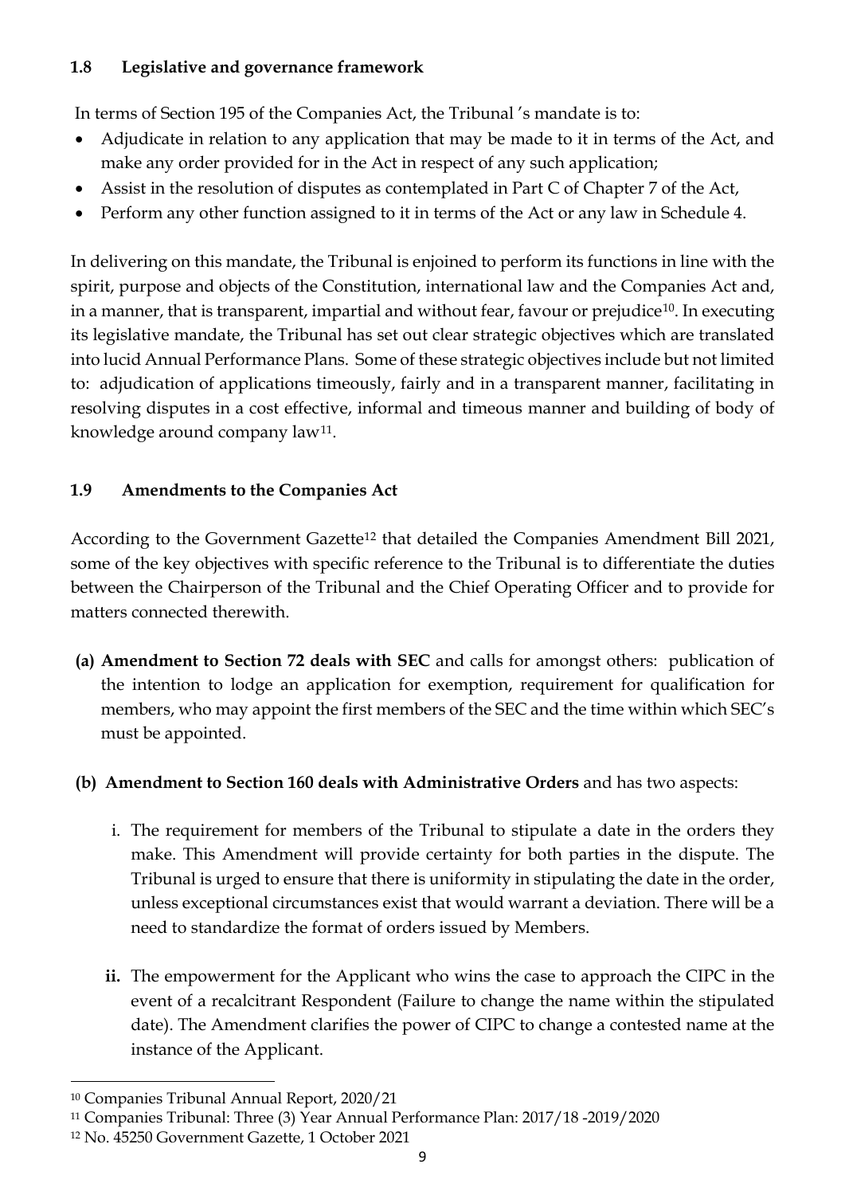### 1.8 Legislative and governance framework

In terms of Section 195 of the Companies Act, the Tribunal 's mandate is to:

- Adjudicate in relation to any application that may be made to it in terms of the Act, and make any order provided for in the Act in respect of any such application;
- Assist in the resolution of disputes as contemplated in Part C of Chapter 7 of the Act,
- Perform any other function assigned to it in terms of the Act or any law in Schedule 4.

In delivering on this mandate, the Tribunal is enjoined to perform its functions in line with the spirit, purpose and objects of the Constitution, international law and the Companies Act and, in a manner, that is transparent, impartial and without fear, favour or prejudice[10]. In executing its legislative mandate, the Tribunal has set out clear strategic objectives which are translated into lucid Annual Performance Plans. Some of these strategic objectives include but not limited to: adjudication of applications timeously, fairly and in a transparent manner, facilitating in resolving disputes in a cost effective, informal and timeous manner and building of body of knowledge around company law[11].

### 1.9 Amendments to the Companies Act

According to the Government Gazette[12] that detailed the Companies Amendment Bill 2021, some of the key objectives with specific reference to the Tribunal is to differentiate the duties between the Chairperson of the Tribunal and the Chief Operating Officer and to provide for matters connected therewith.

**(a) Amendment to Section 72 deals with SEC** and calls for amongst others: publication of the intention to lodge an application for exemption, requirement for qualification for members, who may appoint the first members of the SEC and the time within which SEC's must be appointed.

**(b) Amendment to Section 160 deals with Administrative Orders** and has two aspects:

i. The requirement for members of the Tribunal to stipulate a date in the orders they make. This Amendment will provide certainty for both parties in the dispute. The Tribunal is urged to ensure that there is uniformity in stipulating the date in the order, unless exceptional circumstances exist that would warrant a deviation. There will be a need to standardize the format of orders issued by Members.

**ii.** The empowerment for the Applicant who wins the case to approach the CIPC in the event of a recalcitrant Respondent (Failure to change the name within the stipulated date). The Amendment clarifies the power of CIPC to change a contested name at the instance of the Applicant.

---

[10] Companies Tribunal Annual Report, 2020/21

[11] Companies Tribunal: Three (3) Year Annual Performance Plan: 2017/18 -2019/2020

[12] No. 45250 Government Gazette, 1 October 2021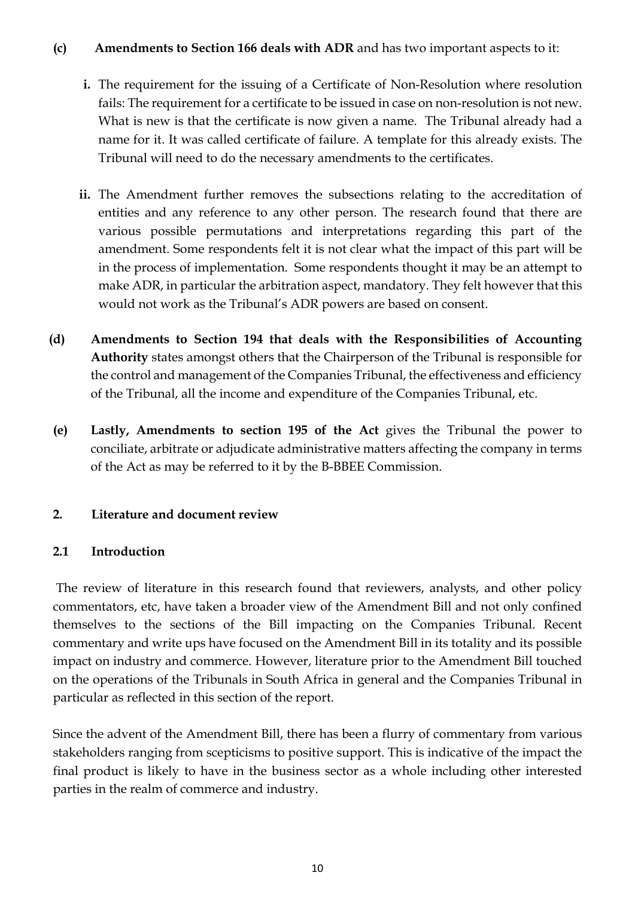**(c) Amendments to Section 166 deals with ADR** and has two important aspects to it:

i. The requirement for the issuing of a Certificate of Non-Resolution where resolution fails: The requirement for a certificate to be issued in case on non-resolution is not new. What is new is that the certificate is now given a name. The Tribunal already had a name for it. It was called certificate of failure. A template for this already exists. The Tribunal will need to do the necessary amendments to the certificates.

ii. The Amendment further removes the subsections relating to the accreditation of entities and any reference to any other person. The research found that there are various possible permutations and interpretations regarding this part of the amendment. Some respondents felt it is not clear what the impact of this part will be in the process of implementation. Some respondents thought it may be an attempt to make ADR, in particular the arbitration aspect, mandatory. They felt however that this would not work as the Tribunal's ADR powers are based on consent.

**(d) Amendments to Section 194 that deals with the Responsibilities of Accounting Authority** states amongst others that the Chairperson of the Tribunal is responsible for the control and management of the Companies Tribunal, the effectiveness and efficiency of the Tribunal, all the income and expenditure of the Companies Tribunal, etc.

**(e) Lastly, Amendments to section 195 of the Act** gives the Tribunal the power to conciliate, arbitrate or adjudicate administrative matters affecting the company in terms of the Act as may be referred to it by the B-BBEE Commission.

## 2. Literature and document review

### 2.1 Introduction

The review of literature in this research found that reviewers, analysts, and other policy commentators, etc, have taken a broader view of the Amendment Bill and not only confined themselves to the sections of the Bill impacting on the Companies Tribunal. Recent commentary and write ups have focused on the Amendment Bill in its totality and its possible impact on industry and commerce. However, literature prior to the Amendment Bill touched on the operations of the Tribunals in South Africa in general and the Companies Tribunal in particular as reflected in this section of the report.

Since the advent of the Amendment Bill, there has been a flurry of commentary from various stakeholders ranging from scepticisms to positive support. This is indicative of the impact the final product is likely to have in the business sector as a whole including other interested parties in the realm of commerce and industry.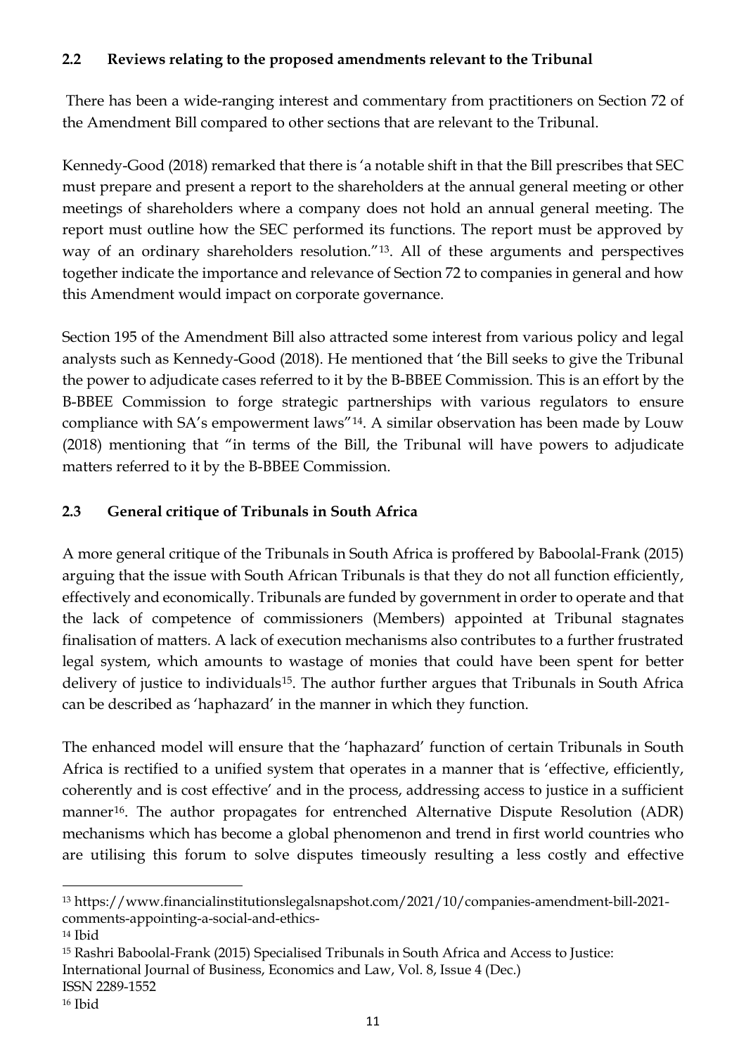### 2.2 Reviews relating to the proposed amendments relevant to the Tribunal

There has been a wide-ranging interest and commentary from practitioners on Section 72 of the Amendment Bill compared to other sections that are relevant to the Tribunal.

Kennedy-Good (2018) remarked that there is 'a notable shift in that the Bill prescribes that SEC must prepare and present a report to the shareholders at the annual general meeting or other meetings of shareholders where a company does not hold an annual general meeting. The report must outline how the SEC performed its functions. The report must be approved by way of an ordinary shareholders resolution."[13]. All of these arguments and perspectives together indicate the importance and relevance of Section 72 to companies in general and how this Amendment would impact on corporate governance.

Section 195 of the Amendment Bill also attracted some interest from various policy and legal analysts such as Kennedy-Good (2018). He mentioned that 'the Bill seeks to give the Tribunal the power to adjudicate cases referred to it by the B-BBEE Commission. This is an effort by the B-BBEE Commission to forge strategic partnerships with various regulators to ensure compliance with SA's empowerment laws"[14]. A similar observation has been made by Louw (2018) mentioning that "in terms of the Bill, the Tribunal will have powers to adjudicate matters referred to it by the B-BBEE Commission.

### 2.3 General critique of Tribunals in South Africa

A more general critique of the Tribunals in South Africa is proffered by Baboolal-Frank (2015) arguing that the issue with South African Tribunals is that they do not all function efficiently, effectively and economically. Tribunals are funded by government in order to operate and that the lack of competence of commissioners (Members) appointed at Tribunal stagnates finalisation of matters. A lack of execution mechanisms also contributes to a further frustrated legal system, which amounts to wastage of monies that could have been spent for better delivery of justice to individuals[15]. The author further argues that Tribunals in South Africa can be described as 'haphazard' in the manner in which they function.

The enhanced model will ensure that the 'haphazard' function of certain Tribunals in South Africa is rectified to a unified system that operates in a manner that is 'effective, efficiently, coherently and is cost effective' and in the process, addressing access to justice in a sufficient manner[16]. The author propagates for entrenched Alternative Dispute Resolution (ADR) mechanisms which has become a global phenomenon and trend in first world countries who are utilising this forum to solve disputes timeously resulting a less costly and effective

---

[13] https://www.financialinstitutionslegalsnapshot.com/2021/10/companies-amendment-bill-2021-comments-appointing-a-social-and-ethics-

[14] Ibid

[15] Rashri Baboolal-Frank (2015) Specialised Tribunals in South Africa and Access to Justice: International Journal of Business, Economics and Law, Vol. 8, Issue 4 (Dec.) ISSN 2289-1552

[16] Ibid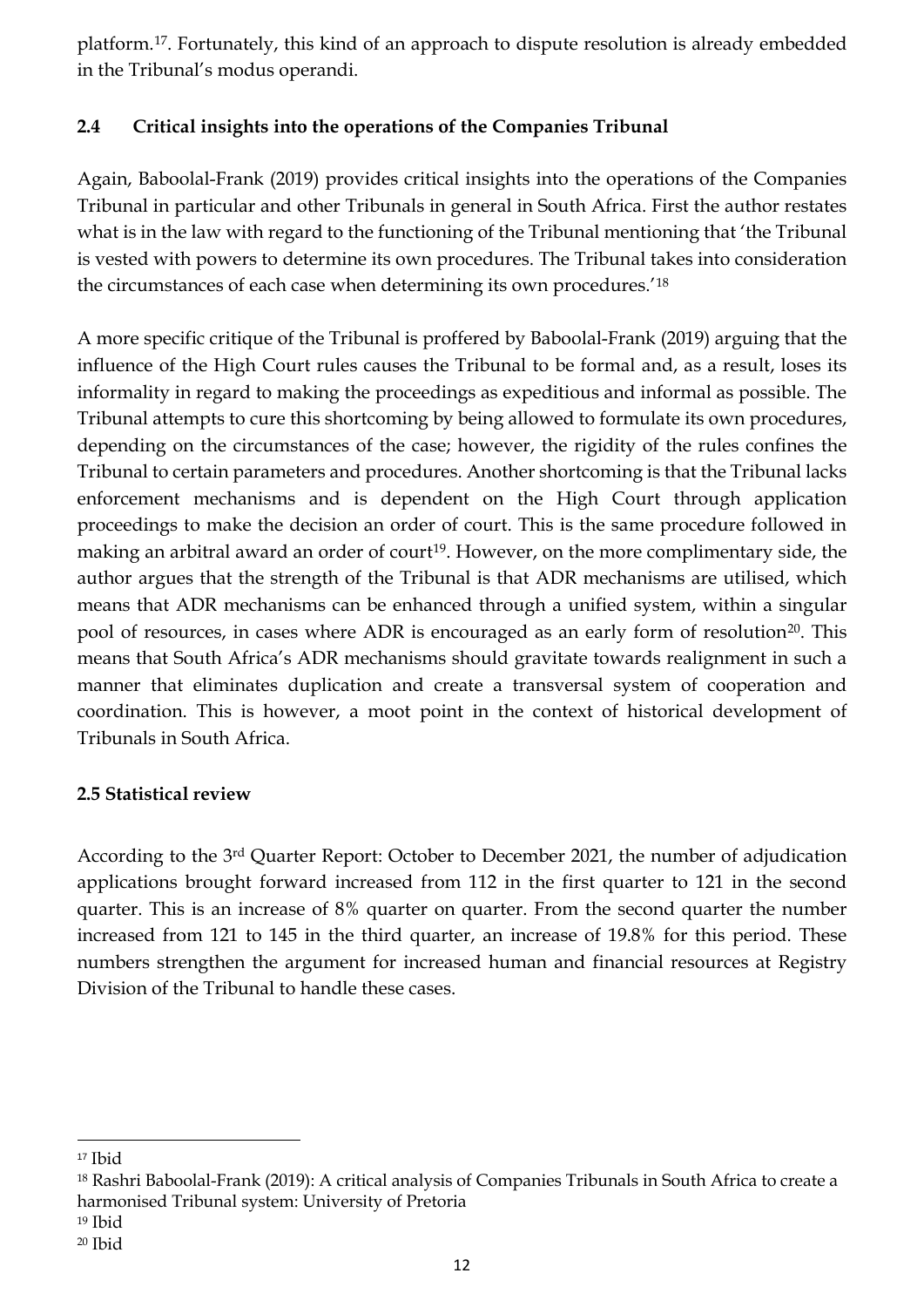platform.[17]. Fortunately, this kind of an approach to dispute resolution is already embedded in the Tribunal's modus operandi.

## 2.4 Critical insights into the operations of the Companies Tribunal

Again, Baboolal-Frank (2019) provides critical insights into the operations of the Companies Tribunal in particular and other Tribunals in general in South Africa. First the author restates what is in the law with regard to the functioning of the Tribunal mentioning that 'the Tribunal is vested with powers to determine its own procedures. The Tribunal takes into consideration the circumstances of each case when determining its own procedures.'[18]

A more specific critique of the Tribunal is proffered by Baboolal-Frank (2019) arguing that the influence of the High Court rules causes the Tribunal to be formal and, as a result, loses its informality in regard to making the proceedings as expeditious and informal as possible. The Tribunal attempts to cure this shortcoming by being allowed to formulate its own procedures, depending on the circumstances of the case; however, the rigidity of the rules confines the Tribunal to certain parameters and procedures. Another shortcoming is that the Tribunal lacks enforcement mechanisms and is dependent on the High Court through application proceedings to make the decision an order of court. This is the same procedure followed in making an arbitral award an order of court[19]. However, on the more complimentary side, the author argues that the strength of the Tribunal is that ADR mechanisms are utilised, which means that ADR mechanisms can be enhanced through a unified system, within a singular pool of resources, in cases where ADR is encouraged as an early form of resolution[20]. This means that South Africa's ADR mechanisms should gravitate towards realignment in such a manner that eliminates duplication and create a transversal system of cooperation and coordination. This is however, a moot point in the context of historical development of Tribunals in South Africa.

## 2.5 Statistical review

According to the 3rd Quarter Report: October to December 2021, the number of adjudication applications brought forward increased from 112 in the first quarter to 121 in the second quarter. This is an increase of 8% quarter on quarter. From the second quarter the number increased from 121 to 145 in the third quarter, an increase of 19.8% for this period. These numbers strengthen the argument for increased human and financial resources at Registry Division of the Tribunal to handle these cases.

---

[17] Ibid

[18] Rashri Baboolal-Frank (2019): A critical analysis of Companies Tribunals in South Africa to create a harmonised Tribunal system: University of Pretoria

[19] Ibid

[20] Ibid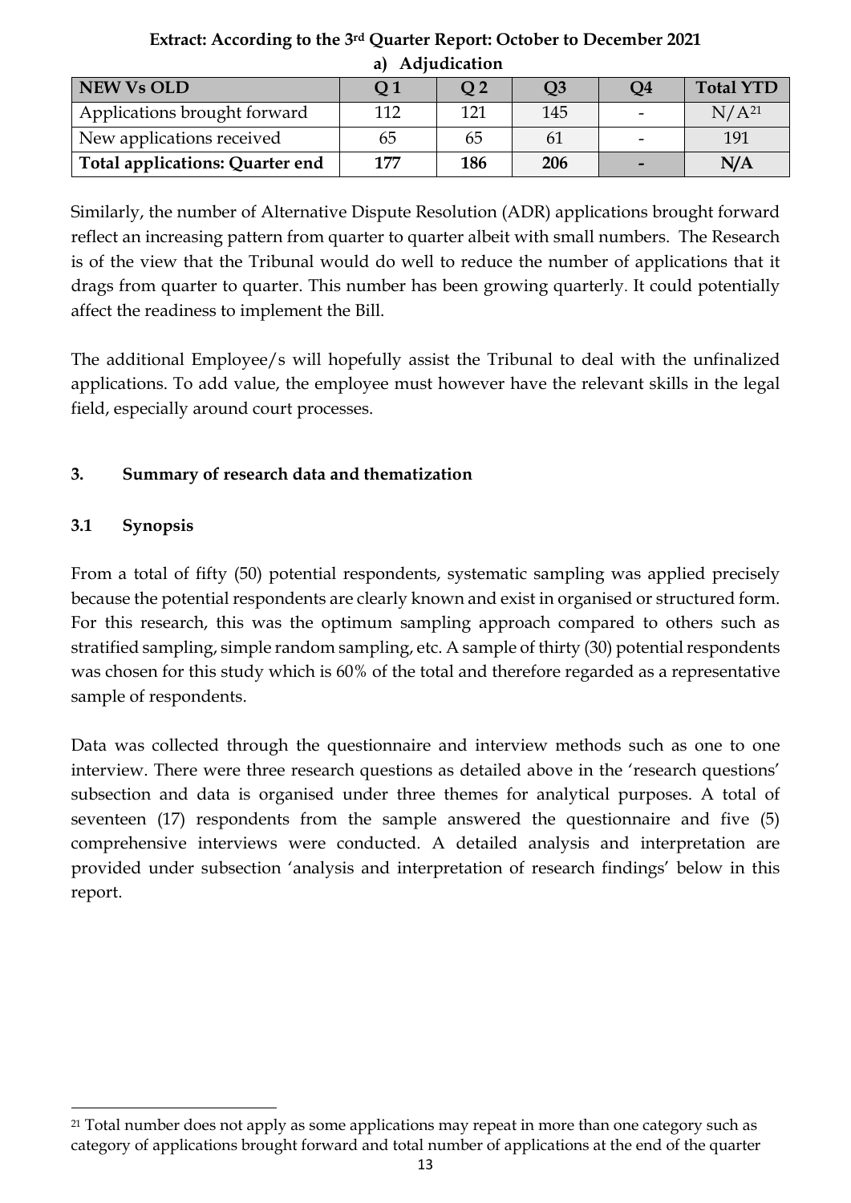**Extract: According to the 3rd Quarter Report: October to December 2021**

**a) Adjudication**

| NEW Vs OLD | Q 1 | Q 2 | Q3 | Q4 | Total YTD |
|---|---|---|---|---|---|
| Applications brought forward | 112 | 121 | 145 | - | N/A[21] |
| New applications received | 65 | 65 | 61 | - | 191 |
| **Total applications: Quarter end** | **177** | **186** | **206** | **-** | **N/A** |

Similarly, the number of Alternative Dispute Resolution (ADR) applications brought forward reflect an increasing pattern from quarter to quarter albeit with small numbers. The Research is of the view that the Tribunal would do well to reduce the number of applications that it drags from quarter to quarter. This number has been growing quarterly. It could potentially affect the readiness to implement the Bill.

The additional Employee/s will hopefully assist the Tribunal to deal with the unfinalized applications. To add value, the employee must however have the relevant skills in the legal field, especially around court processes.

## 3. Summary of research data and thematization

### 3.1 Synopsis

From a total of fifty (50) potential respondents, systematic sampling was applied precisely because the potential respondents are clearly known and exist in organised or structured form. For this research, this was the optimum sampling approach compared to others such as stratified sampling, simple random sampling, etc. A sample of thirty (30) potential respondents was chosen for this study which is 60% of the total and therefore regarded as a representative sample of respondents.

Data was collected through the questionnaire and interview methods such as one to one interview. There were three research questions as detailed above in the 'research questions' subsection and data is organised under three themes for analytical purposes. A total of seventeen (17) respondents from the sample answered the questionnaire and five (5) comprehensive interviews were conducted. A detailed analysis and interpretation are provided under subsection 'analysis and interpretation of research findings' below in this report.

[21] Total number does not apply as some applications may repeat in more than one category such as category of applications brought forward and total number of applications at the end of the quarter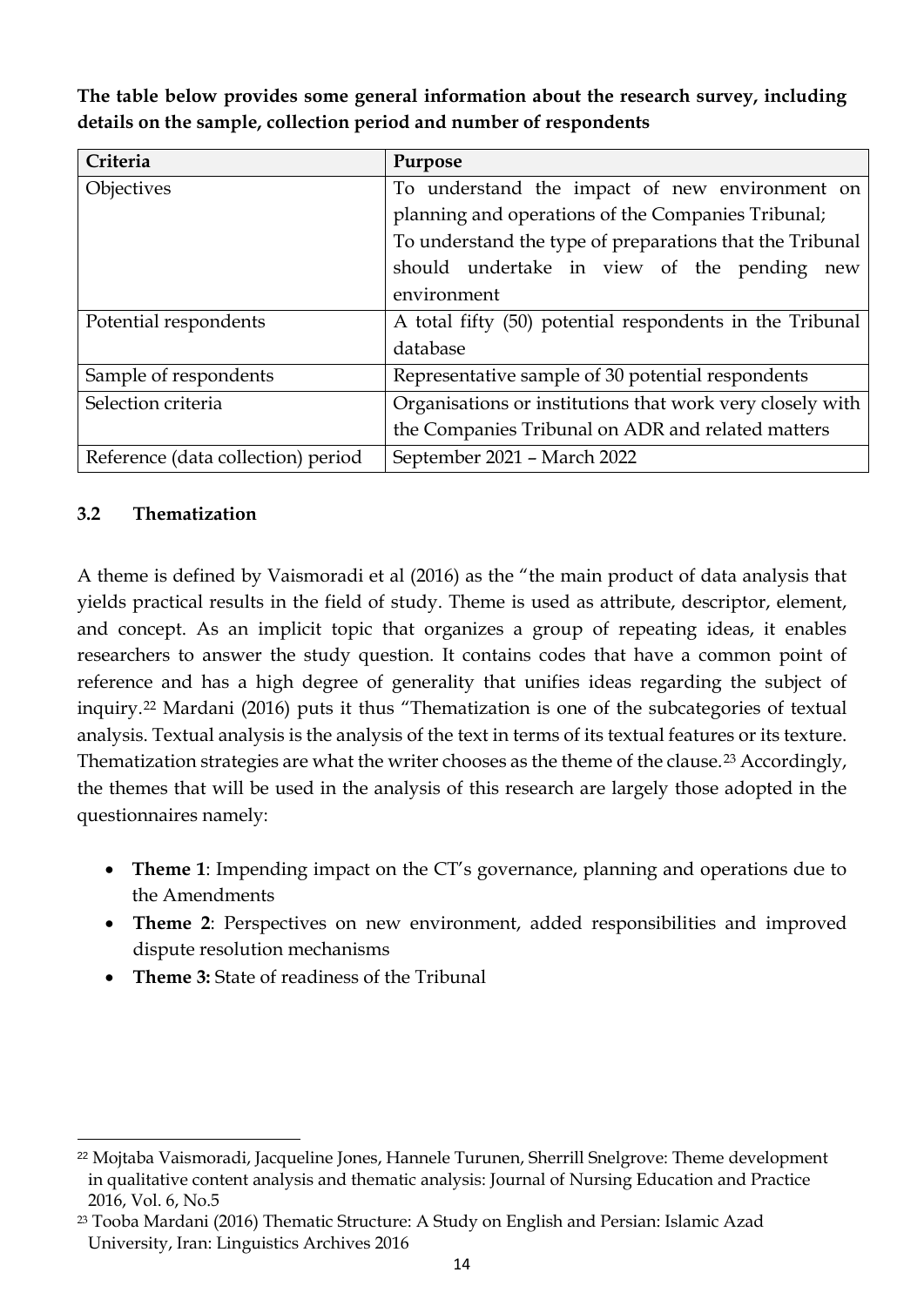**The table below provides some general information about the research survey, including details on the sample, collection period and number of respondents**

| Criteria | Purpose |
| --- | --- |
| Objectives | To understand the impact of new environment on planning and operations of the Companies Tribunal; To understand the type of preparations that the Tribunal should undertake in view of the pending new environment |
| Potential respondents | A total fifty (50) potential respondents in the Tribunal database |
| Sample of respondents | Representative sample of 30 potential respondents |
| Selection criteria | Organisations or institutions that work very closely with the Companies Tribunal on ADR and related matters |
| Reference (data collection) period | September 2021 – March 2022 |

### 3.2 Thematization

A theme is defined by Vaismoradi et al (2016) as the "the main product of data analysis that yields practical results in the field of study. Theme is used as attribute, descriptor, element, and concept. As an implicit topic that organizes a group of repeating ideas, it enables researchers to answer the study question. It contains codes that have a common point of reference and has a high degree of generality that unifies ideas regarding the subject of inquiry.[22] Mardani (2016) puts it thus "Thematization is one of the subcategories of textual analysis. Textual analysis is the analysis of the text in terms of its textual features or its texture. Thematization strategies are what the writer chooses as the theme of the clause.[23] Accordingly, the themes that will be used in the analysis of this research are largely those adopted in the questionnaires namely:

- **Theme 1**: Impending impact on the CT's governance, planning and operations due to the Amendments
- **Theme 2**: Perspectives on new environment, added responsibilities and improved dispute resolution mechanisms
- **Theme 3:** State of readiness of the Tribunal

[22] Mojtaba Vaismoradi, Jacqueline Jones, Hannele Turunen, Sherrill Snelgrove: Theme development in qualitative content analysis and thematic analysis: Journal of Nursing Education and Practice 2016, Vol. 6, No.5

[23] Tooba Mardani (2016) Thematic Structure: A Study on English and Persian: Islamic Azad University, Iran: Linguistics Archives 2016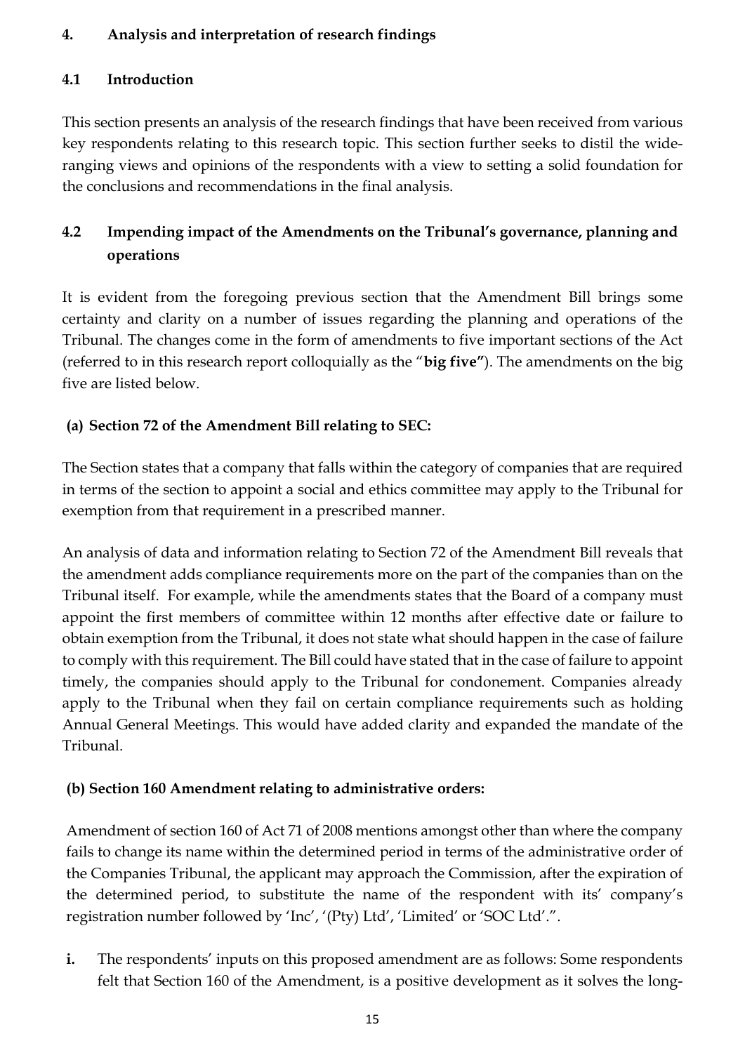## 4. Analysis and interpretation of research findings

### 4.1 Introduction

This section presents an analysis of the research findings that have been received from various key respondents relating to this research topic. This section further seeks to distil the wide-ranging views and opinions of the respondents with a view to setting a solid foundation for the conclusions and recommendations in the final analysis.

### 4.2 Impending impact of the Amendments on the Tribunal's governance, planning and operations

It is evident from the foregoing previous section that the Amendment Bill brings some certainty and clarity on a number of issues regarding the planning and operations of the Tribunal. The changes come in the form of amendments to five important sections of the Act (referred to in this research report colloquially as the "**big five"**). The amendments on the big five are listed below.

**(a) Section 72 of the Amendment Bill relating to SEC:**

The Section states that a company that falls within the category of companies that are required in terms of the section to appoint a social and ethics committee may apply to the Tribunal for exemption from that requirement in a prescribed manner.

An analysis of data and information relating to Section 72 of the Amendment Bill reveals that the amendment adds compliance requirements more on the part of the companies than on the Tribunal itself. For example, while the amendments states that the Board of a company must appoint the first members of committee within 12 months after effective date or failure to obtain exemption from the Tribunal, it does not state what should happen in the case of failure to comply with this requirement. The Bill could have stated that in the case of failure to appoint timely, the companies should apply to the Tribunal for condonement. Companies already apply to the Tribunal when they fail on certain compliance requirements such as holding Annual General Meetings. This would have added clarity and expanded the mandate of the Tribunal.

**(b) Section 160 Amendment relating to administrative orders:**

Amendment of section 160 of Act 71 of 2008 mentions amongst other than where the company fails to change its name within the determined period in terms of the administrative order of the Companies Tribunal, the applicant may approach the Commission, after the expiration of the determined period, to substitute the name of the respondent with its' company's registration number followed by 'Inc', '(Pty) Ltd', 'Limited' or 'SOC Ltd'.".

i. The respondents' inputs on this proposed amendment are as follows: Some respondents felt that Section 160 of the Amendment, is a positive development as it solves the long-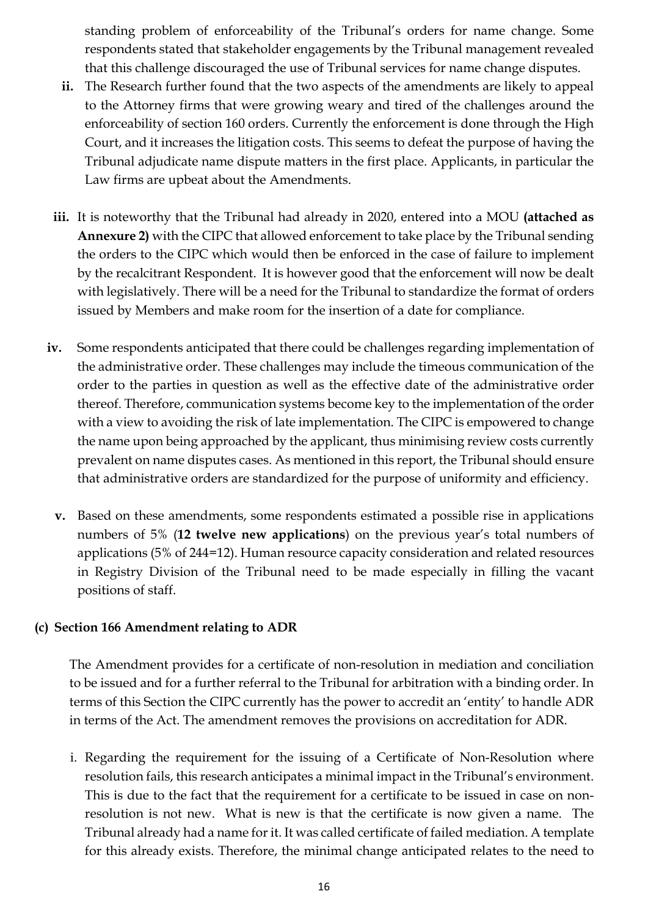standing problem of enforceability of the Tribunal's orders for name change. Some respondents stated that stakeholder engagements by the Tribunal management revealed that this challenge discouraged the use of Tribunal services for name change disputes.

- **ii.** The Research further found that the two aspects of the amendments are likely to appeal to the Attorney firms that were growing weary and tired of the challenges around the enforceability of section 160 orders. Currently the enforcement is done through the High Court, and it increases the litigation costs. This seems to defeat the purpose of having the Tribunal adjudicate name dispute matters in the first place. Applicants, in particular the Law firms are upbeat about the Amendments.

- **iii.** It is noteworthy that the Tribunal had already in 2020, entered into a MOU **(attached as Annexure 2)** with the CIPC that allowed enforcement to take place by the Tribunal sending the orders to the CIPC which would then be enforced in the case of failure to implement by the recalcitrant Respondent. It is however good that the enforcement will now be dealt with legislatively. There will be a need for the Tribunal to standardize the format of orders issued by Members and make room for the insertion of a date for compliance.

- **iv.** Some respondents anticipated that there could be challenges regarding implementation of the administrative order. These challenges may include the timeous communication of the order to the parties in question as well as the effective date of the administrative order thereof. Therefore, communication systems become key to the implementation of the order with a view to avoiding the risk of late implementation. The CIPC is empowered to change the name upon being approached by the applicant, thus minimising review costs currently prevalent on name disputes cases. As mentioned in this report, the Tribunal should ensure that administrative orders are standardized for the purpose of uniformity and efficiency.

- **v.** Based on these amendments, some respondents estimated a possible rise in applications numbers of 5% (**12 twelve new applications**) on the previous year's total numbers of applications (5% of 244=12). Human resource capacity consideration and related resources in Registry Division of the Tribunal need to be made especially in filling the vacant positions of staff.

### (c) Section 166 Amendment relating to ADR

The Amendment provides for a certificate of non-resolution in mediation and conciliation to be issued and for a further referral to the Tribunal for arbitration with a binding order. In terms of this Section the CIPC currently has the power to accredit an 'entity' to handle ADR in terms of the Act. The amendment removes the provisions on accreditation for ADR.

i. Regarding the requirement for the issuing of a Certificate of Non-Resolution where resolution fails, this research anticipates a minimal impact in the Tribunal's environment. This is due to the fact that the requirement for a certificate to be issued in case on non-resolution is not new. What is new is that the certificate is now given a name. The Tribunal already had a name for it. It was called certificate of failed mediation. A template for this already exists. Therefore, the minimal change anticipated relates to the need to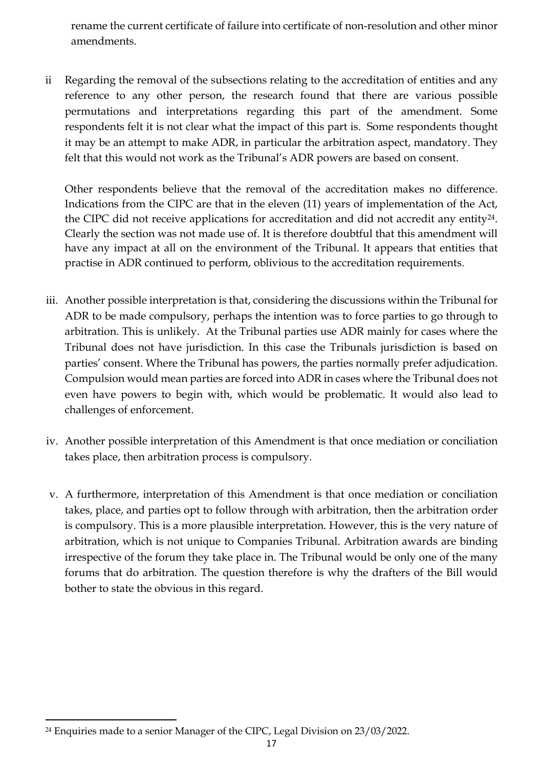rename the current certificate of failure into certificate of non-resolution and other minor amendments.

ii Regarding the removal of the subsections relating to the accreditation of entities and any reference to any other person, the research found that there are various possible permutations and interpretations regarding this part of the amendment. Some respondents felt it is not clear what the impact of this part is. Some respondents thought it may be an attempt to make ADR, in particular the arbitration aspect, mandatory. They felt that this would not work as the Tribunal's ADR powers are based on consent.

   Other respondents believe that the removal of the accreditation makes no difference. Indications from the CIPC are that in the eleven (11) years of implementation of the Act, the CIPC did not receive applications for accreditation and did not accredit any entity[24]. Clearly the section was not made use of. It is therefore doubtful that this amendment will have any impact at all on the environment of the Tribunal. It appears that entities that practise in ADR continued to perform, oblivious to the accreditation requirements.

iii. Another possible interpretation is that, considering the discussions within the Tribunal for ADR to be made compulsory, perhaps the intention was to force parties to go through to arbitration. This is unlikely. At the Tribunal parties use ADR mainly for cases where the Tribunal does not have jurisdiction. In this case the Tribunals jurisdiction is based on parties' consent. Where the Tribunal has powers, the parties normally prefer adjudication. Compulsion would mean parties are forced into ADR in cases where the Tribunal does not even have powers to begin with, which would be problematic. It would also lead to challenges of enforcement.

iv. Another possible interpretation of this Amendment is that once mediation or conciliation takes place, then arbitration process is compulsory.

v. A furthermore, interpretation of this Amendment is that once mediation or conciliation takes, place, and parties opt to follow through with arbitration, then the arbitration order is compulsory. This is a more plausible interpretation. However, this is the very nature of arbitration, which is not unique to Companies Tribunal. Arbitration awards are binding irrespective of the forum they take place in. The Tribunal would be only one of the many forums that do arbitration. The question therefore is why the drafters of the Bill would bother to state the obvious in this regard.

---

[24] Enquiries made to a senior Manager of the CIPC, Legal Division on 23/03/2022.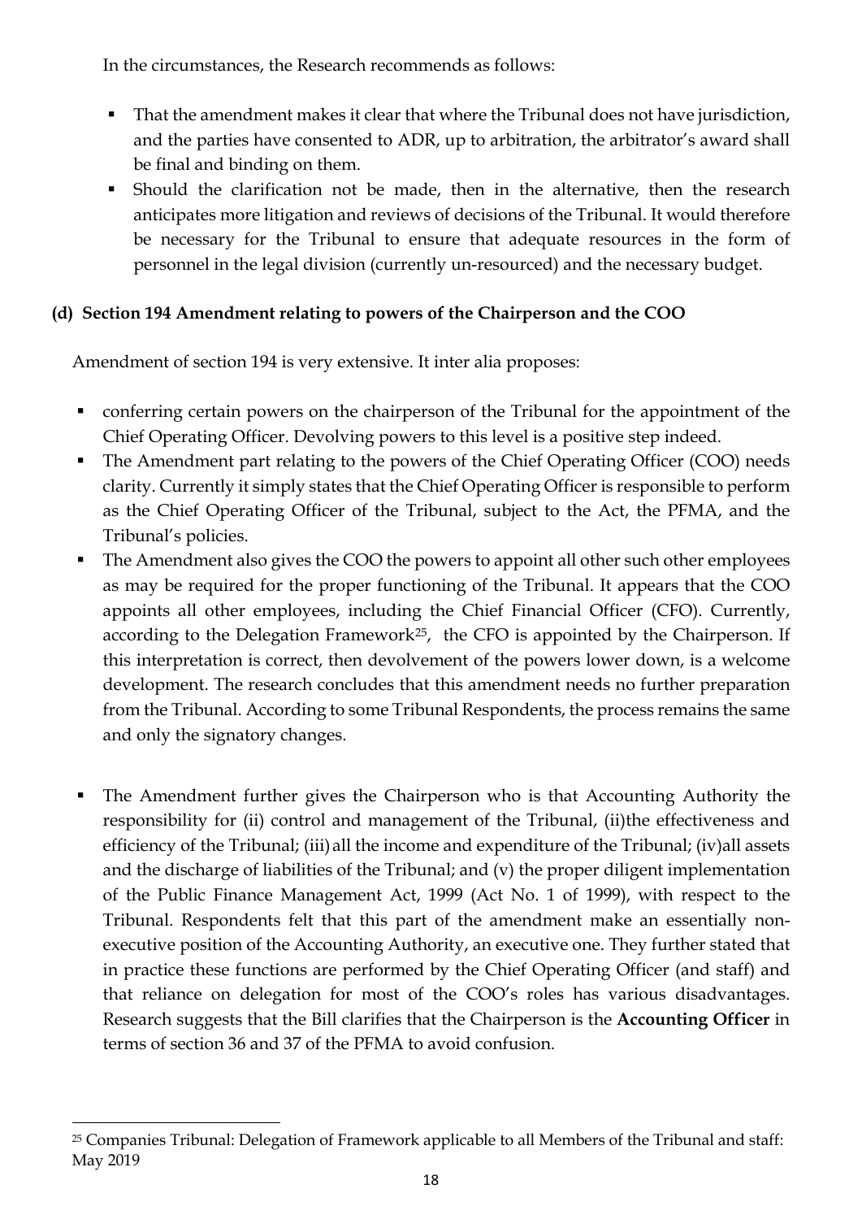In the circumstances, the Research recommends as follows:

- That the amendment makes it clear that where the Tribunal does not have jurisdiction, and the parties have consented to ADR, up to arbitration, the arbitrator's award shall be final and binding on them.
- Should the clarification not be made, then in the alternative, then the research anticipates more litigation and reviews of decisions of the Tribunal. It would therefore be necessary for the Tribunal to ensure that adequate resources in the form of personnel in the legal division (currently un-resourced) and the necessary budget.

**(d) Section 194 Amendment relating to powers of the Chairperson and the COO**

Amendment of section 194 is very extensive. It inter alia proposes:

- conferring certain powers on the chairperson of the Tribunal for the appointment of the Chief Operating Officer. Devolving powers to this level is a positive step indeed.
- The Amendment part relating to the powers of the Chief Operating Officer (COO) needs clarity. Currently it simply states that the Chief Operating Officer is responsible to perform as the Chief Operating Officer of the Tribunal, subject to the Act, the PFMA, and the Tribunal's policies.
- The Amendment also gives the COO the powers to appoint all other such other employees as may be required for the proper functioning of the Tribunal. It appears that the COO appoints all other employees, including the Chief Financial Officer (CFO). Currently, according to the Delegation Framework[25], the CFO is appointed by the Chairperson. If this interpretation is correct, then devolvement of the powers lower down, is a welcome development. The research concludes that this amendment needs no further preparation from the Tribunal. According to some Tribunal Respondents, the process remains the same and only the signatory changes.

- The Amendment further gives the Chairperson who is that Accounting Authority the responsibility for (ii) control and management of the Tribunal, (ii)the effectiveness and efficiency of the Tribunal; (iii) all the income and expenditure of the Tribunal; (iv)all assets and the discharge of liabilities of the Tribunal; and (v) the proper diligent implementation of the Public Finance Management Act, 1999 (Act No. 1 of 1999), with respect to the Tribunal. Respondents felt that this part of the amendment make an essentially non-executive position of the Accounting Authority, an executive one. They further stated that in practice these functions are performed by the Chief Operating Officer (and staff) and that reliance on delegation for most of the COO's roles has various disadvantages. Research suggests that the Bill clarifies that the Chairperson is the **Accounting Officer** in terms of section 36 and 37 of the PFMA to avoid confusion.

---

[25] Companies Tribunal: Delegation of Framework applicable to all Members of the Tribunal and staff: May 2019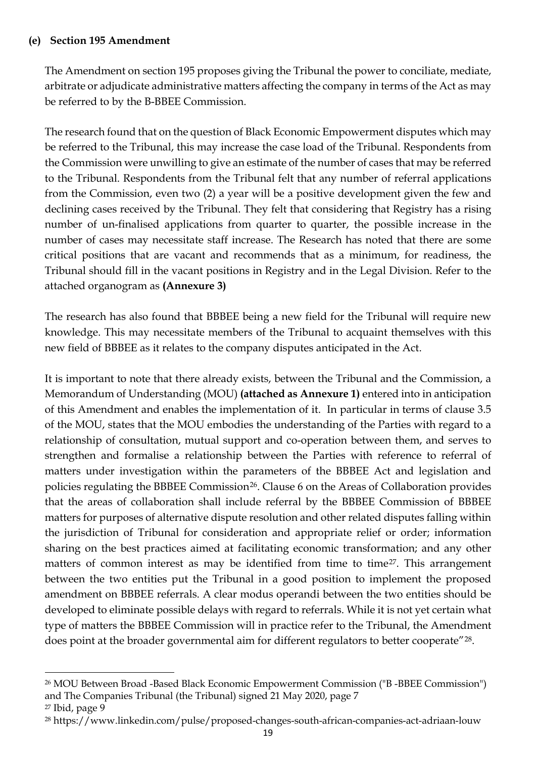### (e) Section 195 Amendment

The Amendment on section 195 proposes giving the Tribunal the power to conciliate, mediate, arbitrate or adjudicate administrative matters affecting the company in terms of the Act as may be referred to by the B-BBEE Commission.

The research found that on the question of Black Economic Empowerment disputes which may be referred to the Tribunal, this may increase the case load of the Tribunal. Respondents from the Commission were unwilling to give an estimate of the number of cases that may be referred to the Tribunal. Respondents from the Tribunal felt that any number of referral applications from the Commission, even two (2) a year will be a positive development given the few and declining cases received by the Tribunal. They felt that considering that Registry has a rising number of un-finalised applications from quarter to quarter, the possible increase in the number of cases may necessitate staff increase. The Research has noted that there are some critical positions that are vacant and recommends that as a minimum, for readiness, the Tribunal should fill in the vacant positions in Registry and in the Legal Division. Refer to the attached organogram as **(Annexure 3)**

The research has also found that BBBEE being a new field for the Tribunal will require new knowledge. This may necessitate members of the Tribunal to acquaint themselves with this new field of BBBEE as it relates to the company disputes anticipated in the Act.

It is important to note that there already exists, between the Tribunal and the Commission, a Memorandum of Understanding (MOU) **(attached as Annexure 1)** entered into in anticipation of this Amendment and enables the implementation of it. In particular in terms of clause 3.5 of the MOU, states that the MOU embodies the understanding of the Parties with regard to a relationship of consultation, mutual support and co-operation between them, and serves to strengthen and formalise a relationship between the Parties with reference to referral of matters under investigation within the parameters of the BBBEE Act and legislation and policies regulating the BBBEE Commission[26]. Clause 6 on the Areas of Collaboration provides that the areas of collaboration shall include referral by the BBBEE Commission of BBBEE matters for purposes of alternative dispute resolution and other related disputes falling within the jurisdiction of Tribunal for consideration and appropriate relief or order; information sharing on the best practices aimed at facilitating economic transformation; and any other matters of common interest as may be identified from time to time[27]. This arrangement between the two entities put the Tribunal in a good position to implement the proposed amendment on BBBEE referrals. A clear modus operandi between the two entities should be developed to eliminate possible delays with regard to referrals. While it is not yet certain what type of matters the BBBEE Commission will in practice refer to the Tribunal, the Amendment does point at the broader governmental aim for different regulators to better cooperate"[28].

---

[26] MOU Between Broad -Based Black Economic Empowerment Commission ("B -BBEE Commission") and The Companies Tribunal (the Tribunal) signed 21 May 2020, page 7

[27] Ibid, page 9

[28] https://www.linkedin.com/pulse/proposed-changes-south-african-companies-act-adriaan-louw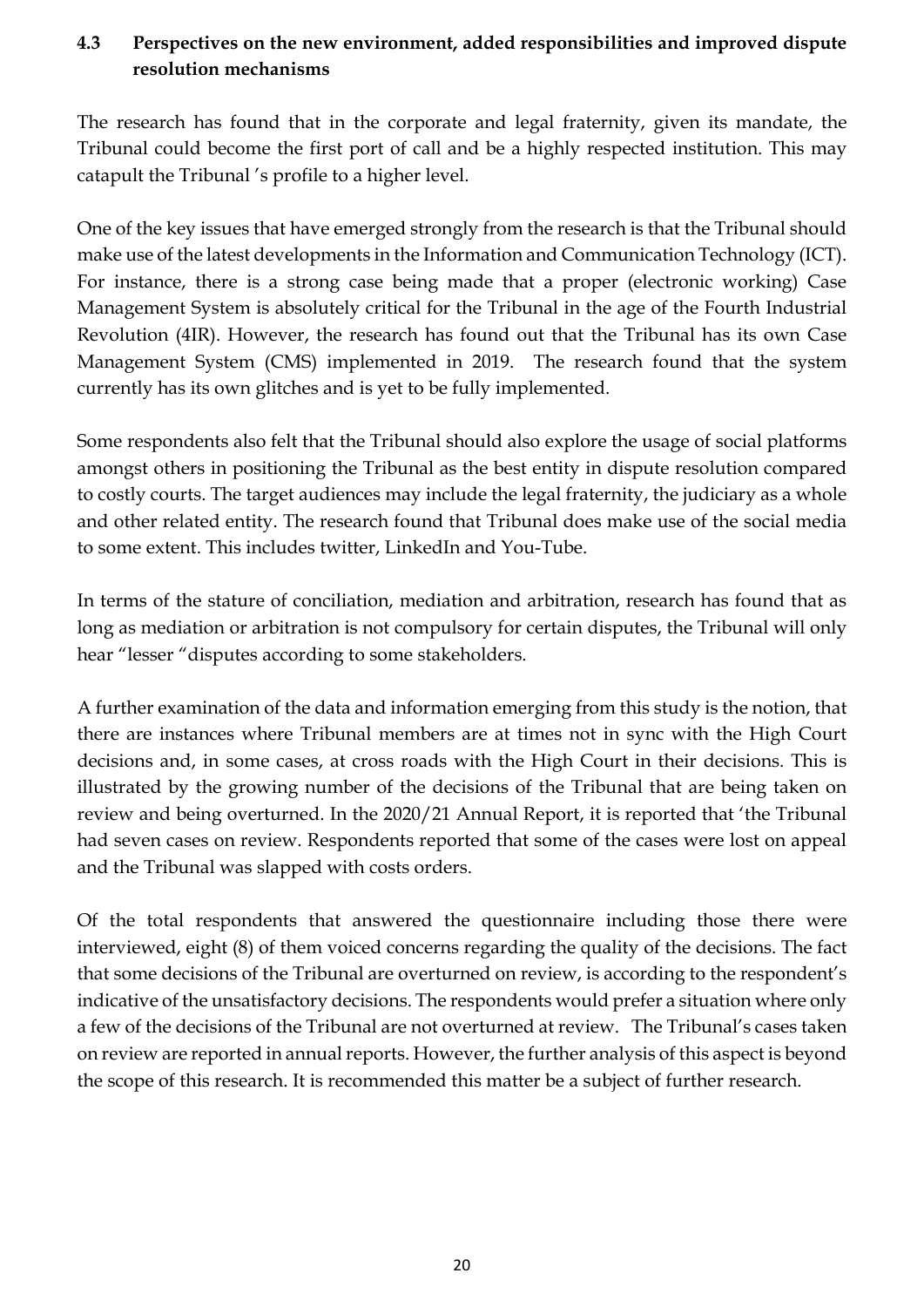### 4.3 Perspectives on the new environment, added responsibilities and improved dispute resolution mechanisms

The research has found that in the corporate and legal fraternity, given its mandate, the Tribunal could become the first port of call and be a highly respected institution. This may catapult the Tribunal 's profile to a higher level.

One of the key issues that have emerged strongly from the research is that the Tribunal should make use of the latest developments in the Information and Communication Technology (ICT). For instance, there is a strong case being made that a proper (electronic working) Case Management System is absolutely critical for the Tribunal in the age of the Fourth Industrial Revolution (4IR). However, the research has found out that the Tribunal has its own Case Management System (CMS) implemented in 2019. The research found that the system currently has its own glitches and is yet to be fully implemented.

Some respondents also felt that the Tribunal should also explore the usage of social platforms amongst others in positioning the Tribunal as the best entity in dispute resolution compared to costly courts. The target audiences may include the legal fraternity, the judiciary as a whole and other related entity. The research found that Tribunal does make use of the social media to some extent. This includes twitter, LinkedIn and You-Tube.

In terms of the stature of conciliation, mediation and arbitration, research has found that as long as mediation or arbitration is not compulsory for certain disputes, the Tribunal will only hear "lesser "disputes according to some stakeholders.

A further examination of the data and information emerging from this study is the notion, that there are instances where Tribunal members are at times not in sync with the High Court decisions and, in some cases, at cross roads with the High Court in their decisions. This is illustrated by the growing number of the decisions of the Tribunal that are being taken on review and being overturned. In the 2020/21 Annual Report, it is reported that 'the Tribunal had seven cases on review. Respondents reported that some of the cases were lost on appeal and the Tribunal was slapped with costs orders.

Of the total respondents that answered the questionnaire including those there were interviewed, eight (8) of them voiced concerns regarding the quality of the decisions. The fact that some decisions of the Tribunal are overturned on review, is according to the respondent's indicative of the unsatisfactory decisions. The respondents would prefer a situation where only a few of the decisions of the Tribunal are not overturned at review. The Tribunal's cases taken on review are reported in annual reports. However, the further analysis of this aspect is beyond the scope of this research. It is recommended this matter be a subject of further research.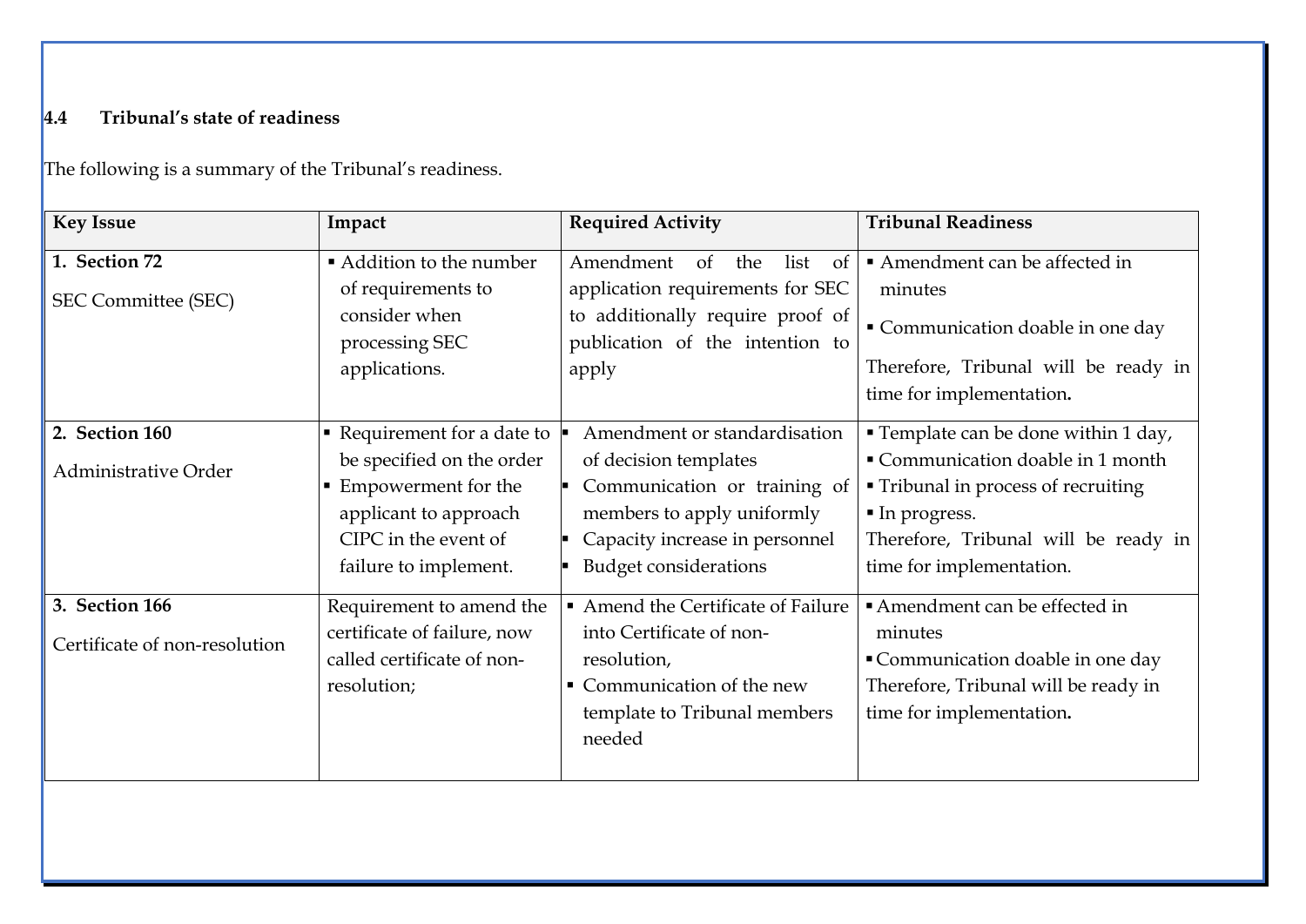### 4.4 Tribunal's state of readiness

The following is a summary of the Tribunal's readiness.

| Key Issue | Impact | Required Activity | Tribunal Readiness |
|---|---|---|---|
| **1. Section 72**<br>SEC Committee (SEC) | ▪ Addition to the number of requirements to consider when processing SEC applications. | Amendment of the list of application requirements for SEC to additionally require proof of publication of the intention to apply | ▪ Amendment can be affected in minutes<br>▪ Communication doable in one day<br>Therefore, Tribunal will be ready in time for implementation. |
| **2. Section 160**<br>Administrative Order | ▪ Requirement for a date to be specified on the order<br>▪ Empowerment for the applicant to approach CIPC in the event of failure to implement. | ▪ Amendment or standardisation of decision templates<br>▪ Communication or training of members to apply uniformly<br>▪ Capacity increase in personnel<br>▪ Budget considerations | ▪ Template can be done within 1 day,<br>▪ Communication doable in 1 month<br>▪ Tribunal in process of recruiting<br>▪ In progress.<br>Therefore, Tribunal will be ready in time for implementation. |
| **3. Section 166**<br>Certificate of non-resolution | Requirement to amend the certificate of failure, now called certificate of non-resolution; | ▪ Amend the Certificate of Failure into Certificate of non-resolution,<br>▪ Communication of the new template to Tribunal members needed | ▪ Amendment can be effected in minutes<br>▪ Communication doable in one day<br>Therefore, Tribunal will be ready in time for implementation. |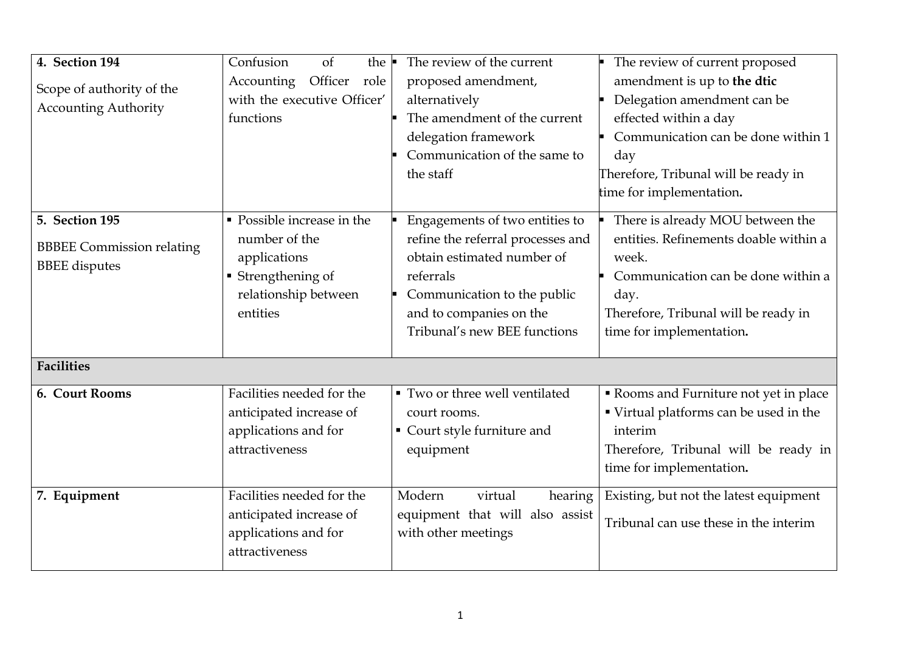| **4. Section 194**<br><br>Scope of authority of the Accounting Authority | Confusion of the Accounting Officer role with the executive Officer' functions | ▪ The review of the current proposed amendment, alternatively<br>▪ The amendment of the current delegation framework<br>▪ Communication of the same to the staff | ▪ The review of current proposed amendment is up to **the dtic**<br>▪ Delegation amendment can be effected within a day<br>▪ Communication can be done within 1 day<br>Therefore, Tribunal will be ready in time for implementation**.** |
|---|---|---|---|
| **5. Section 195**<br><br>BBBEE Commission relating BBEE disputes | ▪ Possible increase in the number of the applications<br>▪ Strengthening of relationship between entities | ▪ Engagements of two entities to refine the referral processes and obtain estimated number of referrals<br>▪ Communication to the public and to companies on the Tribunal's new BEE functions | ▪ There is already MOU between the entities. Refinements doable within a week.<br>▪ Communication can be done within a day.<br>Therefore, Tribunal will be ready in time for implementation**.** |
| **Facilities** | | | |
| **6. Court Rooms** | Facilities needed for the anticipated increase of applications and for attractiveness | ▪ Two or three well ventilated court rooms.<br>▪ Court style furniture and equipment | ▪ Rooms and Furniture not yet in place<br>▪ Virtual platforms can be used in the interim<br>Therefore, Tribunal will be ready in time for implementation**.** |
| **7. Equipment** | Facilities needed for the anticipated increase of applications and for attractiveness | Modern virtual hearing equipment that will also assist with other meetings | Existing, but not the latest equipment<br><br>Tribunal can use these in the interim |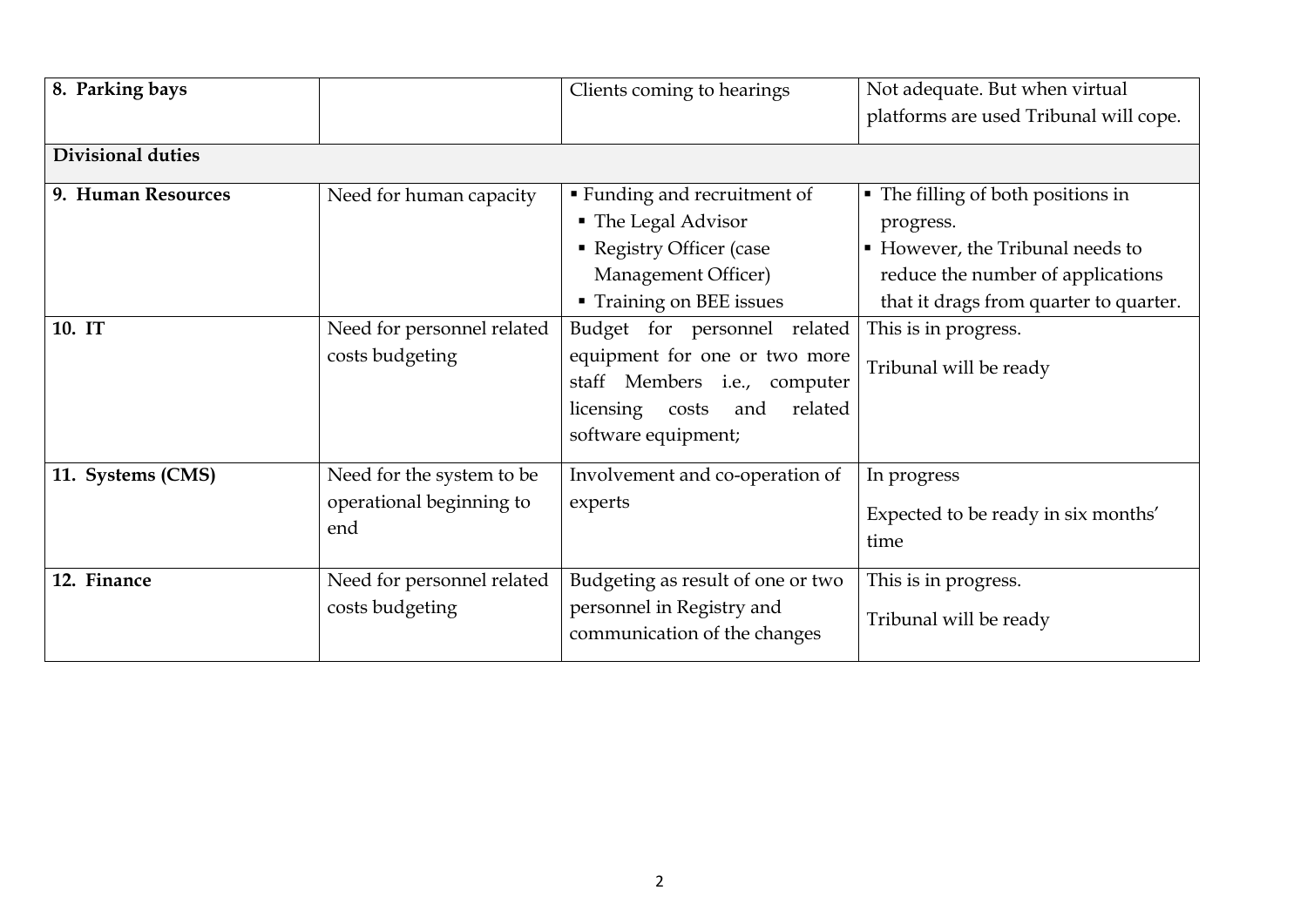| 8. Parking bays | | Clients coming to hearings | Not adequate. But when virtual platforms are used Tribunal will cope. |
|---|---|---|---|
| **Divisional duties** | | | |
| **9. Human Resources** | Need for human capacity | ▪ Funding and recruitment of<br>▪ The Legal Advisor<br>▪ Registry Officer (case Management Officer)<br>▪ Training on BEE issues | ▪ The filling of both positions in progress.<br>▪ However, the Tribunal needs to reduce the number of applications that it drags from quarter to quarter. |
| **10. IT** | Need for personnel related costs budgeting | Budget for personnel related equipment for one or two more staff Members i.e., computer licensing costs and related software equipment; | This is in progress.<br><br>Tribunal will be ready |
| **11. Systems (CMS)** | Need for the system to be operational beginning to end | Involvement and co-operation of experts | In progress<br><br>Expected to be ready in six months' time |
| **12. Finance** | Need for personnel related costs budgeting | Budgeting as result of one or two personnel in Registry and communication of the changes | This is in progress.<br><br>Tribunal will be ready |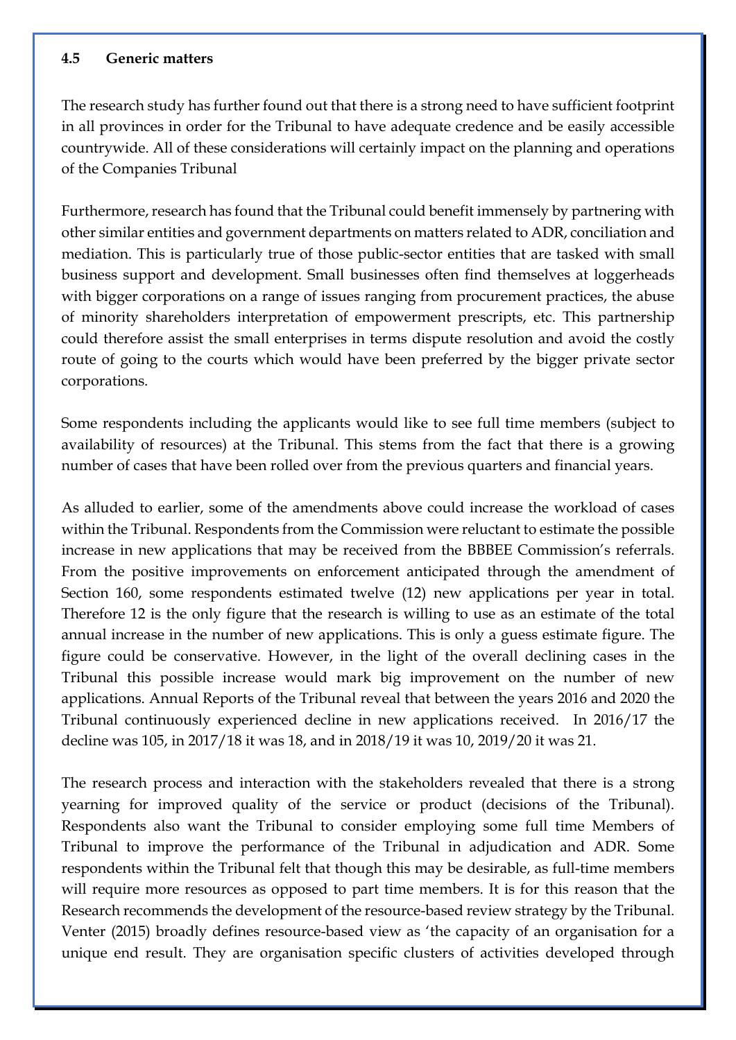### 4.5 Generic matters

The research study has further found out that there is a strong need to have sufficient footprint in all provinces in order for the Tribunal to have adequate credence and be easily accessible countrywide. All of these considerations will certainly impact on the planning and operations of the Companies Tribunal

Furthermore, research has found that the Tribunal could benefit immensely by partnering with other similar entities and government departments on matters related to ADR, conciliation and mediation. This is particularly true of those public-sector entities that are tasked with small business support and development. Small businesses often find themselves at loggerheads with bigger corporations on a range of issues ranging from procurement practices, the abuse of minority shareholders interpretation of empowerment prescripts, etc. This partnership could therefore assist the small enterprises in terms dispute resolution and avoid the costly route of going to the courts which would have been preferred by the bigger private sector corporations.

Some respondents including the applicants would like to see full time members (subject to availability of resources) at the Tribunal. This stems from the fact that there is a growing number of cases that have been rolled over from the previous quarters and financial years.

As alluded to earlier, some of the amendments above could increase the workload of cases within the Tribunal. Respondents from the Commission were reluctant to estimate the possible increase in new applications that may be received from the BBBEE Commission's referrals. From the positive improvements on enforcement anticipated through the amendment of Section 160, some respondents estimated twelve (12) new applications per year in total. Therefore 12 is the only figure that the research is willing to use as an estimate of the total annual increase in the number of new applications. This is only a guess estimate figure. The figure could be conservative. However, in the light of the overall declining cases in the Tribunal this possible increase would mark big improvement on the number of new applications. Annual Reports of the Tribunal reveal that between the years 2016 and 2020 the Tribunal continuously experienced decline in new applications received. In 2016/17 the decline was 105, in 2017/18 it was 18, and in 2018/19 it was 10, 2019/20 it was 21.

The research process and interaction with the stakeholders revealed that there is a strong yearning for improved quality of the service or product (decisions of the Tribunal). Respondents also want the Tribunal to consider employing some full time Members of Tribunal to improve the performance of the Tribunal in adjudication and ADR. Some respondents within the Tribunal felt that though this may be desirable, as full-time members will require more resources as opposed to part time members. It is for this reason that the Research recommends the development of the resource-based review strategy by the Tribunal. Venter (2015) broadly defines resource-based view as 'the capacity of an organisation for a unique end result. They are organisation specific clusters of activities developed through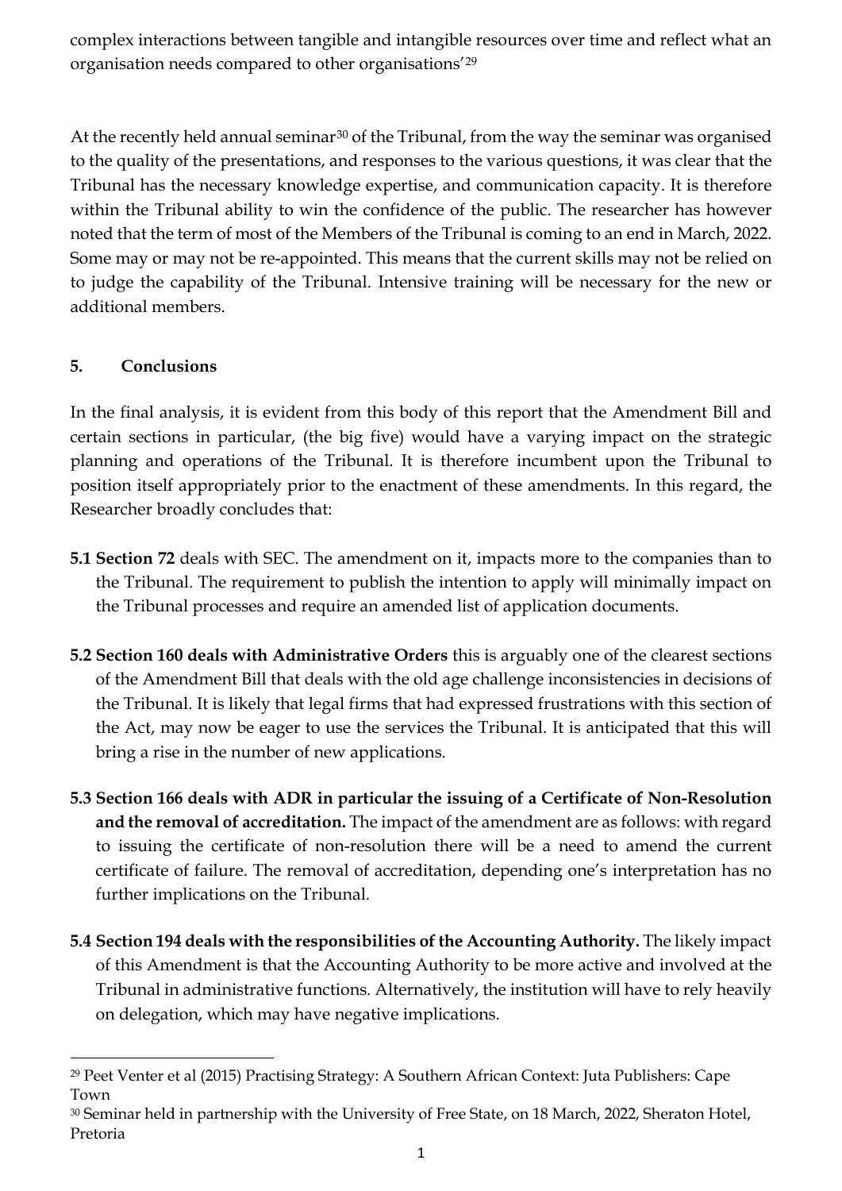complex interactions between tangible and intangible resources over time and reflect what an organisation needs compared to other organisations'[29]

At the recently held annual seminar[30] of the Tribunal, from the way the seminar was organised to the quality of the presentations, and responses to the various questions, it was clear that the Tribunal has the necessary knowledge expertise, and communication capacity. It is therefore within the Tribunal ability to win the confidence of the public. The researcher has however noted that the term of most of the Members of the Tribunal is coming to an end in March, 2022. Some may or may not be re-appointed. This means that the current skills may not be relied on to judge the capability of the Tribunal. Intensive training will be necessary for the new or additional members.

## 5. Conclusions

In the final analysis, it is evident from this body of this report that the Amendment Bill and certain sections in particular, (the big five) would have a varying impact on the strategic planning and operations of the Tribunal. It is therefore incumbent upon the Tribunal to position itself appropriately prior to the enactment of these amendments. In this regard, the Researcher broadly concludes that:

**5.1 Section 72** deals with SEC. The amendment on it, impacts more to the companies than to the Tribunal. The requirement to publish the intention to apply will minimally impact on the Tribunal processes and require an amended list of application documents.

**5.2 Section 160 deals with Administrative Orders** this is arguably one of the clearest sections of the Amendment Bill that deals with the old age challenge inconsistencies in decisions of the Tribunal. It is likely that legal firms that had expressed frustrations with this section of the Act, may now be eager to use the services the Tribunal. It is anticipated that this will bring a rise in the number of new applications.

**5.3 Section 166 deals with ADR in particular the issuing of a Certificate of Non-Resolution and the removal of accreditation.** The impact of the amendment are as follows: with regard to issuing the certificate of non-resolution there will be a need to amend the current certificate of failure. The removal of accreditation, depending one's interpretation has no further implications on the Tribunal.

**5.4 Section 194 deals with the responsibilities of the Accounting Authority.** The likely impact of this Amendment is that the Accounting Authority to be more active and involved at the Tribunal in administrative functions. Alternatively, the institution will have to rely heavily on delegation, which may have negative implications.

---

[29] Peet Venter et al (2015) Practising Strategy: A Southern African Context: Juta Publishers: Cape Town

[30] Seminar held in partnership with the University of Free State, on 18 March, 2022, Sheraton Hotel, Pretoria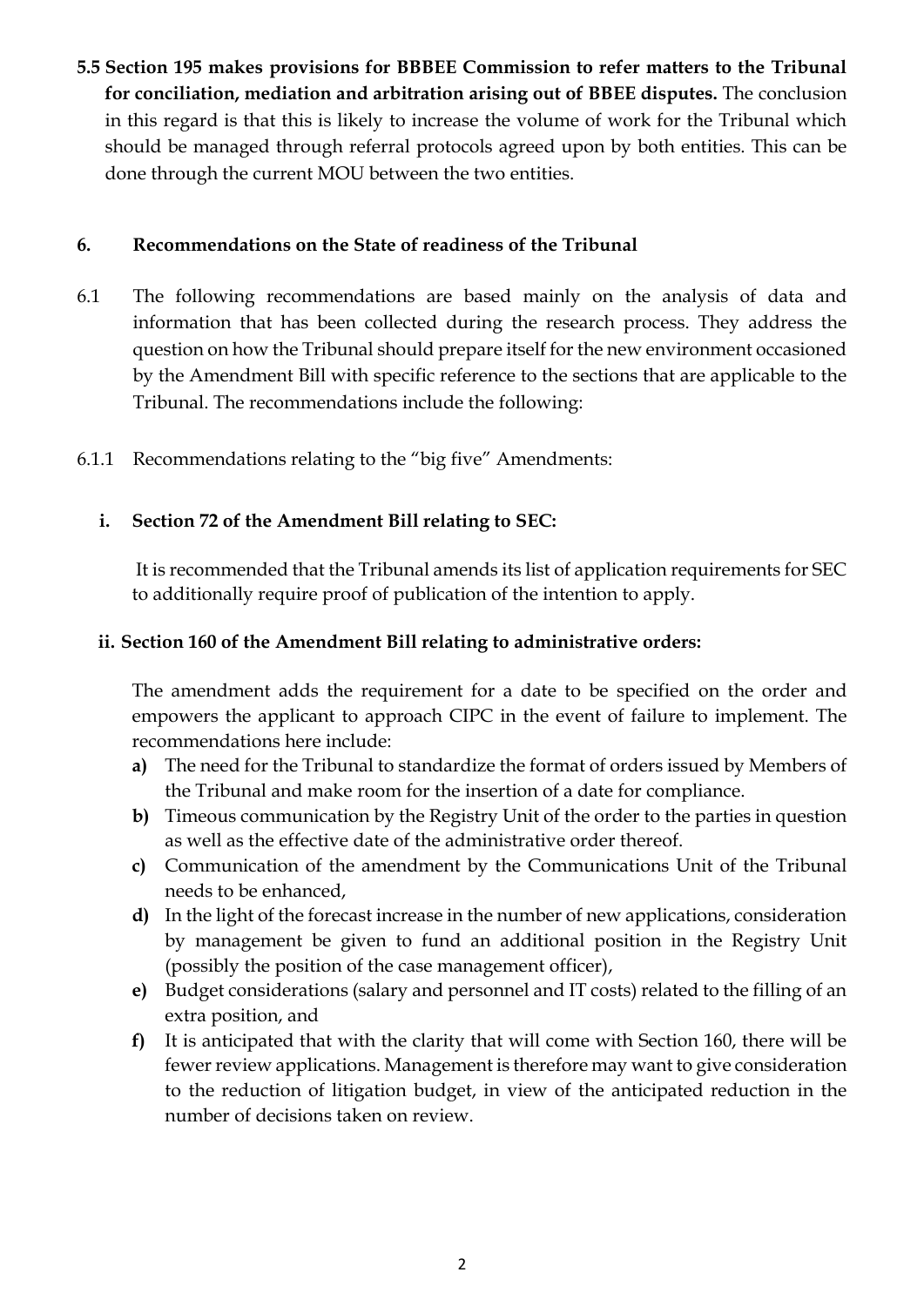**5.5 Section 195 makes provisions for BBBEE Commission to refer matters to the Tribunal for conciliation, mediation and arbitration arising out of BBEE disputes.** The conclusion in this regard is that this is likely to increase the volume of work for the Tribunal which should be managed through referral protocols agreed upon by both entities. This can be done through the current MOU between the two entities.

## 6. Recommendations on the State of readiness of the Tribunal

6.1 The following recommendations are based mainly on the analysis of data and information that has been collected during the research process. They address the question on how the Tribunal should prepare itself for the new environment occasioned by the Amendment Bill with specific reference to the sections that are applicable to the Tribunal. The recommendations include the following:

6.1.1 Recommendations relating to the "big five" Amendments:

**i. Section 72 of the Amendment Bill relating to SEC:**

It is recommended that the Tribunal amends its list of application requirements for SEC to additionally require proof of publication of the intention to apply.

**ii. Section 160 of the Amendment Bill relating to administrative orders:**

The amendment adds the requirement for a date to be specified on the order and empowers the applicant to approach CIPC in the event of failure to implement. The recommendations here include:

**a)** The need for the Tribunal to standardize the format of orders issued by Members of the Tribunal and make room for the insertion of a date for compliance.

**b)** Timeous communication by the Registry Unit of the order to the parties in question as well as the effective date of the administrative order thereof.

**c)** Communication of the amendment by the Communications Unit of the Tribunal needs to be enhanced,

**d)** In the light of the forecast increase in the number of new applications, consideration by management be given to fund an additional position in the Registry Unit (possibly the position of the case management officer),

**e)** Budget considerations (salary and personnel and IT costs) related to the filling of an extra position, and

**f)** It is anticipated that with the clarity that will come with Section 160, there will be fewer review applications. Management is therefore may want to give consideration to the reduction of litigation budget, in view of the anticipated reduction in the number of decisions taken on review.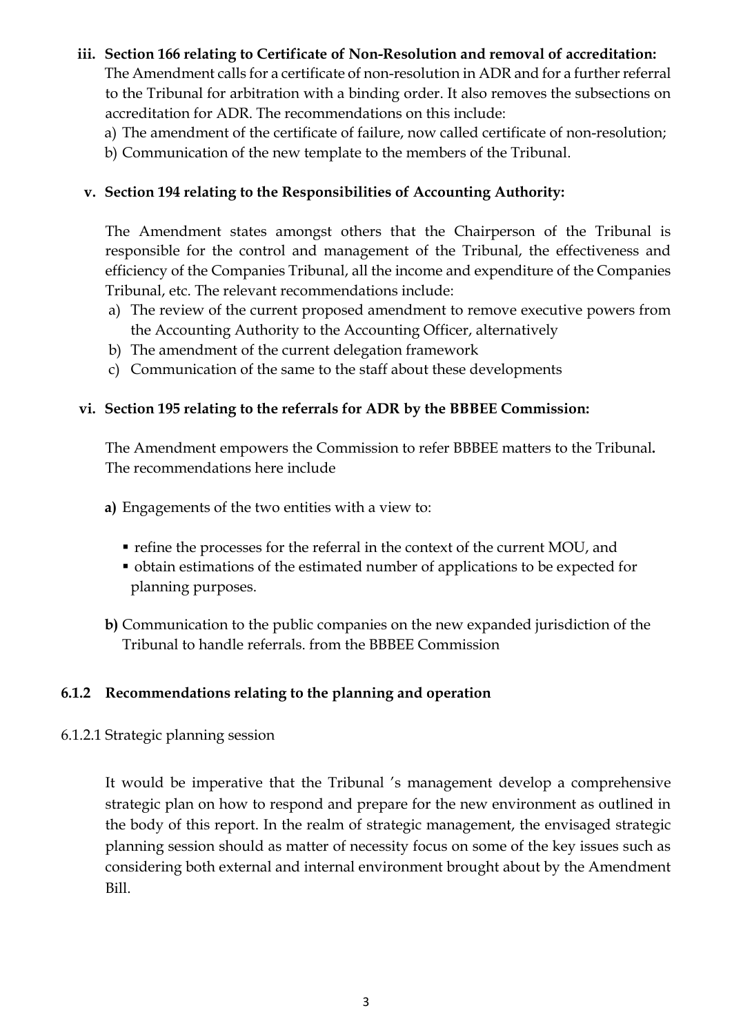**iii. Section 166 relating to Certificate of Non-Resolution and removal of accreditation:**
The Amendment calls for a certificate of non-resolution in ADR and for a further referral to the Tribunal for arbitration with a binding order. It also removes the subsections on accreditation for ADR. The recommendations on this include:

a) The amendment of the certificate of failure, now called certificate of non-resolution;
b) Communication of the new template to the members of the Tribunal.

**v. Section 194 relating to the Responsibilities of Accounting Authority:**

The Amendment states amongst others that the Chairperson of the Tribunal is responsible for the control and management of the Tribunal, the effectiveness and efficiency of the Companies Tribunal, all the income and expenditure of the Companies Tribunal, etc. The relevant recommendations include:

a) The review of the current proposed amendment to remove executive powers from the Accounting Authority to the Accounting Officer, alternatively
b) The amendment of the current delegation framework
c) Communication of the same to the staff about these developments

**vi. Section 195 relating to the referrals for ADR by the BBBEE Commission:**

The Amendment empowers the Commission to refer BBBEE matters to the Tribunal**.** The recommendations here include

**a)** Engagements of the two entities with a view to:

- refine the processes for the referral in the context of the current MOU, and
- obtain estimations of the estimated number of applications to be expected for planning purposes.

**b)** Communication to the public companies on the new expanded jurisdiction of the Tribunal to handle referrals. from the BBBEE Commission

### 6.1.2 Recommendations relating to the planning and operation

6.1.2.1 Strategic planning session

It would be imperative that the Tribunal 's management develop a comprehensive strategic plan on how to respond and prepare for the new environment as outlined in the body of this report. In the realm of strategic management, the envisaged strategic planning session should as matter of necessity focus on some of the key issues such as considering both external and internal environment brought about by the Amendment Bill.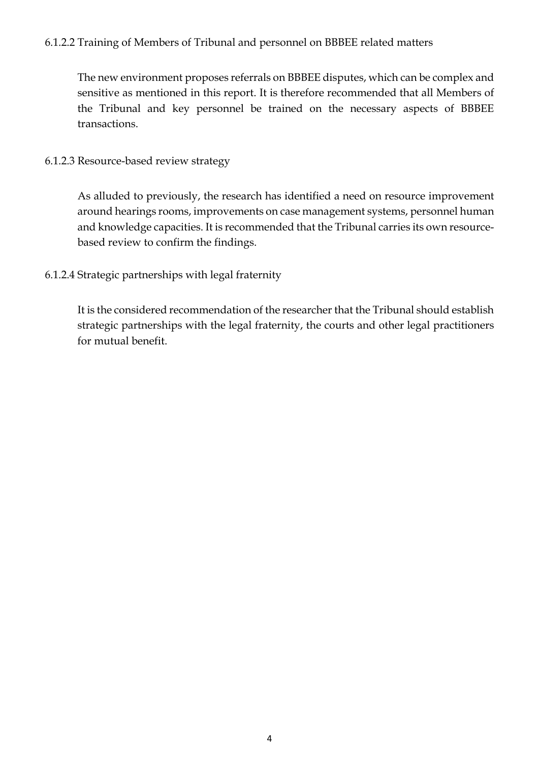#### 6.1.2.2 Training of Members of Tribunal and personnel on BBBEE related matters

The new environment proposes referrals on BBBEE disputes, which can be complex and sensitive as mentioned in this report. It is therefore recommended that all Members of the Tribunal and key personnel be trained on the necessary aspects of BBBEE transactions.

#### 6.1.2.3 Resource-based review strategy

As alluded to previously, the research has identified a need on resource improvement around hearings rooms, improvements on case management systems, personnel human and knowledge capacities. It is recommended that the Tribunal carries its own resource-based review to confirm the findings.

#### 6.1.2.4 Strategic partnerships with legal fraternity

It is the considered recommendation of the researcher that the Tribunal should establish strategic partnerships with the legal fraternity, the courts and other legal practitioners for mutual benefit.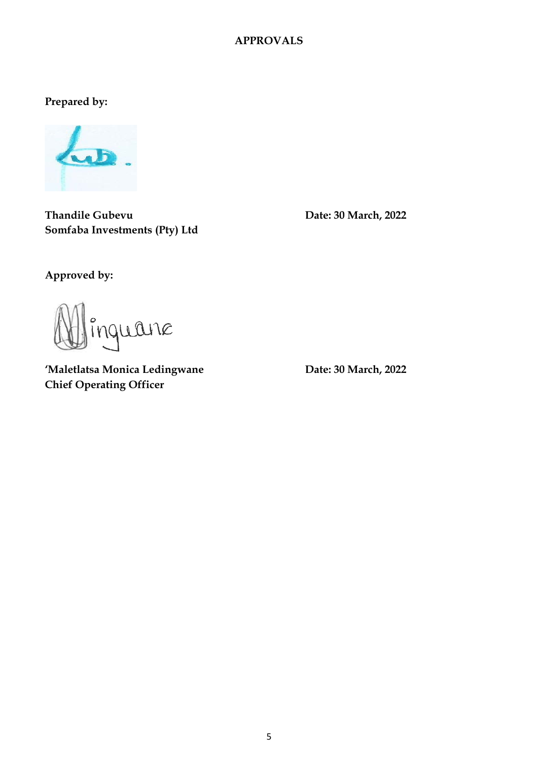**APPROVALS**

**Prepared by:**

**Thandile Gubevu**
**Somfaba Investments (Pty) Ltd**

**Date: 30 March, 2022**

**Approved by:**

**'Maletlatsa Monica Ledingwane**
**Chief Operating Officer**

**Date: 30 March, 2022**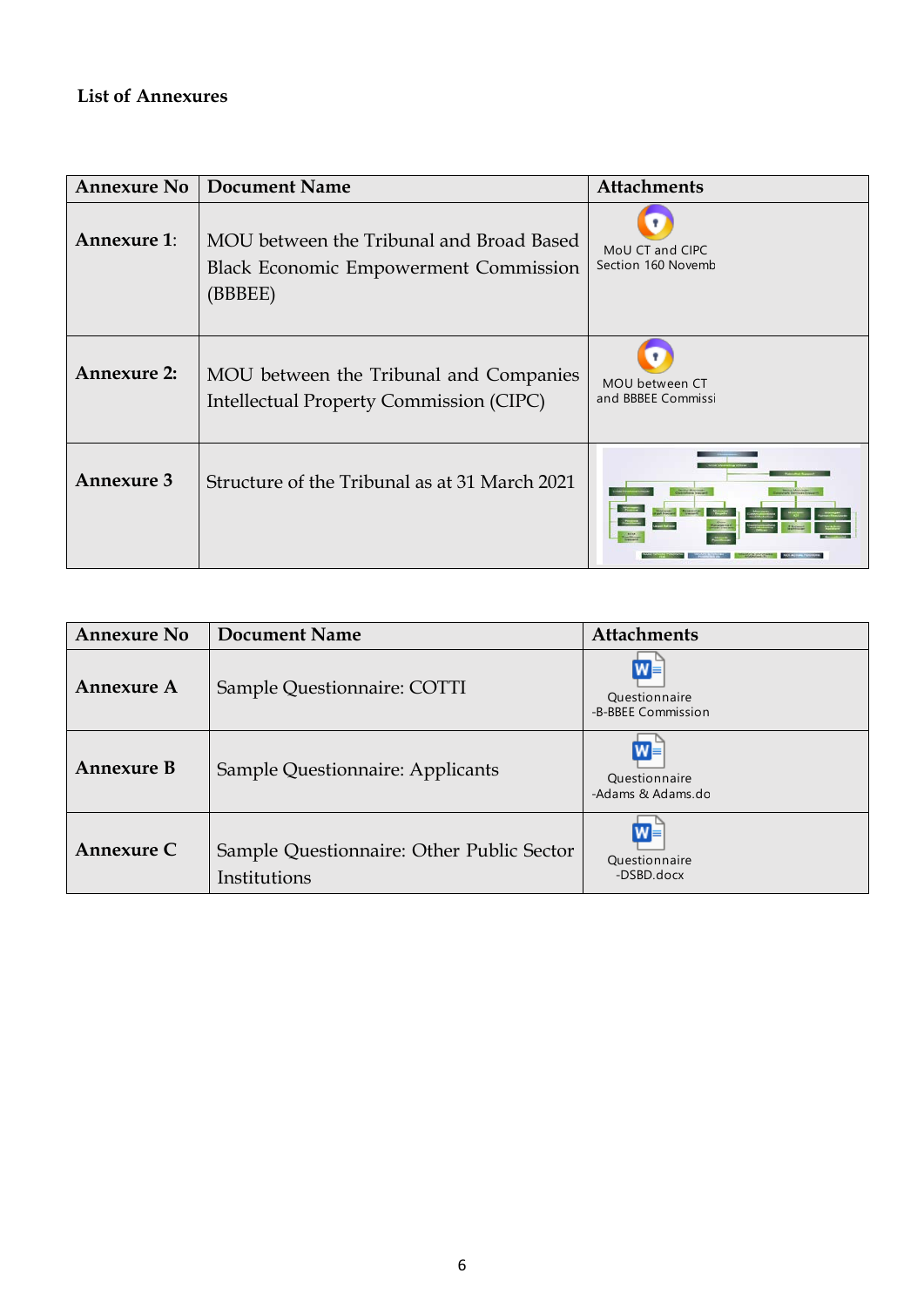**List of Annexures**

| Annexure No | Document Name | Attachments |
|---|---|---|
| **Annexure 1**: | MOU between the Tribunal and Broad Based Black Economic Empowerment Commission (BBBEE) | MoU CT and CIPC Section 160 Novemb |
| **Annexure 2:** | MOU between the Tribunal and Companies Intellectual Property Commission (CIPC) | MOU between CT and BBBEE Commissi |
| **Annexure 3** | Structure of the Tribunal as at 31 March 2021 | |

| Annexure No | Document Name | Attachments |
|---|---|---|
| **Annexure A** | Sample Questionnaire: COTTI | Questionnaire -B-BBEE Commission |
| **Annexure B** | Sample Questionnaire: Applicants | Questionnaire -Adams & Adams.do |
| **Annexure C** | Sample Questionnaire: Other Public Sector Institutions | Questionnaire -DSBD.docx |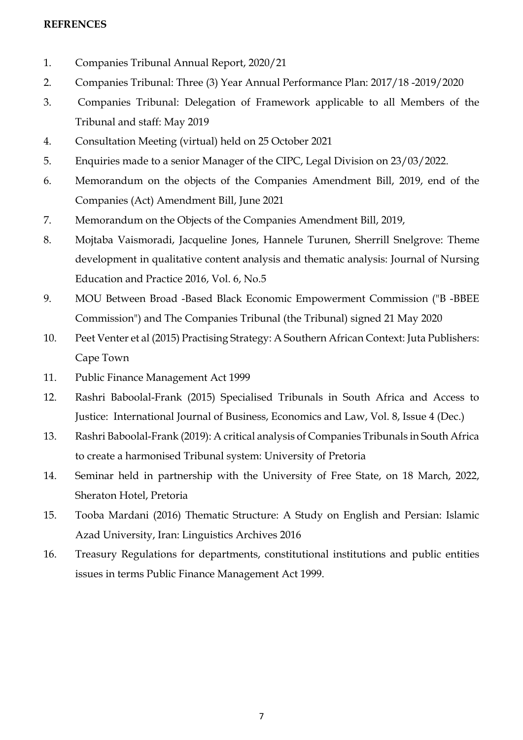**REFRENCES**

1. Companies Tribunal Annual Report, 2020/21
2. Companies Tribunal: Three (3) Year Annual Performance Plan: 2017/18 -2019/2020
3. Companies Tribunal: Delegation of Framework applicable to all Members of the Tribunal and staff: May 2019
4. Consultation Meeting (virtual) held on 25 October 2021
5. Enquiries made to a senior Manager of the CIPC, Legal Division on 23/03/2022.
6. Memorandum on the objects of the Companies Amendment Bill, 2019, end of the Companies (Act) Amendment Bill, June 2021
7. Memorandum on the Objects of the Companies Amendment Bill, 2019,
8. Mojtaba Vaismoradi, Jacqueline Jones, Hannele Turunen, Sherrill Snelgrove: Theme development in qualitative content analysis and thematic analysis: Journal of Nursing Education and Practice 2016, Vol. 6, No.5
9. MOU Between Broad -Based Black Economic Empowerment Commission ("B -BBEE Commission") and The Companies Tribunal (the Tribunal) signed 21 May 2020
10. Peet Venter et al (2015) Practising Strategy: A Southern African Context: Juta Publishers: Cape Town
11. Public Finance Management Act 1999
12. Rashri Baboolal-Frank (2015) Specialised Tribunals in South Africa and Access to Justice: International Journal of Business, Economics and Law, Vol. 8, Issue 4 (Dec.)
13. Rashri Baboolal-Frank (2019): A critical analysis of Companies Tribunals in South Africa to create a harmonised Tribunal system: University of Pretoria
14. Seminar held in partnership with the University of Free State, on 18 March, 2022, Sheraton Hotel, Pretoria
15. Tooba Mardani (2016) Thematic Structure: A Study on English and Persian: Islamic Azad University, Iran: Linguistics Archives 2016
16. Treasury Regulations for departments, constitutional institutions and public entities issues in terms Public Finance Management Act 1999.